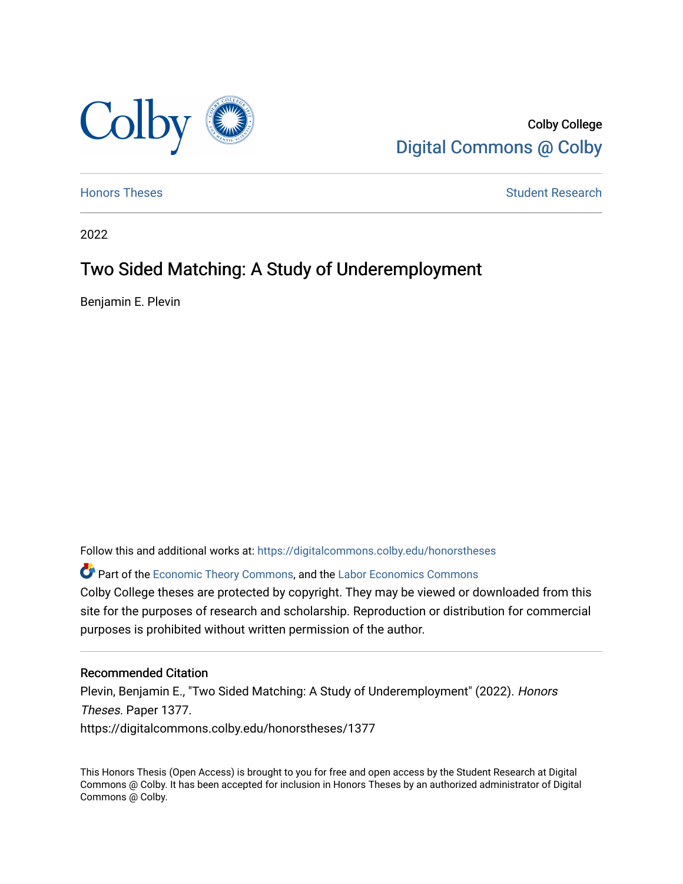Colby College
Digital Commons @ Colby

Honors Theses | Student Research

2022

# Two Sided Matching: A Study of Underemployment

Benjamin E. Plevin

Follow this and additional works at: https://digitalcommons.colby.edu/honorstheses

Part of the Economic Theory Commons, and the Labor Economics Commons

Colby College theses are protected by copyright. They may be viewed or downloaded from this site for the purposes of research and scholarship. Reproduction or distribution for commercial purposes is prohibited without written permission of the author.

## Recommended Citation

Plevin, Benjamin E., "Two Sided Matching: A Study of Underemployment" (2022). *Honors Theses.* Paper 1377.
https://digitalcommons.colby.edu/honorstheses/1377

This Honors Thesis (Open Access) is brought to you for free and open access by the Student Research at Digital Commons @ Colby. It has been accepted for inclusion in Honors Theses by an authorized administrator of Digital Commons @ Colby.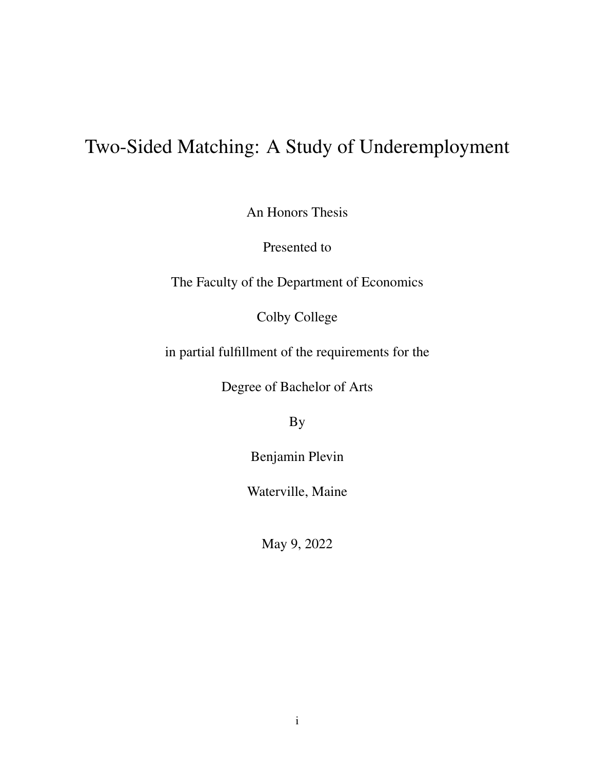# Two-Sided Matching: A Study of Underemployment

An Honors Thesis

Presented to

The Faculty of the Department of Economics

Colby College

in partial fulfillment of the requirements for the

Degree of Bachelor of Arts

By

Benjamin Plevin

Waterville, Maine

May 9, 2022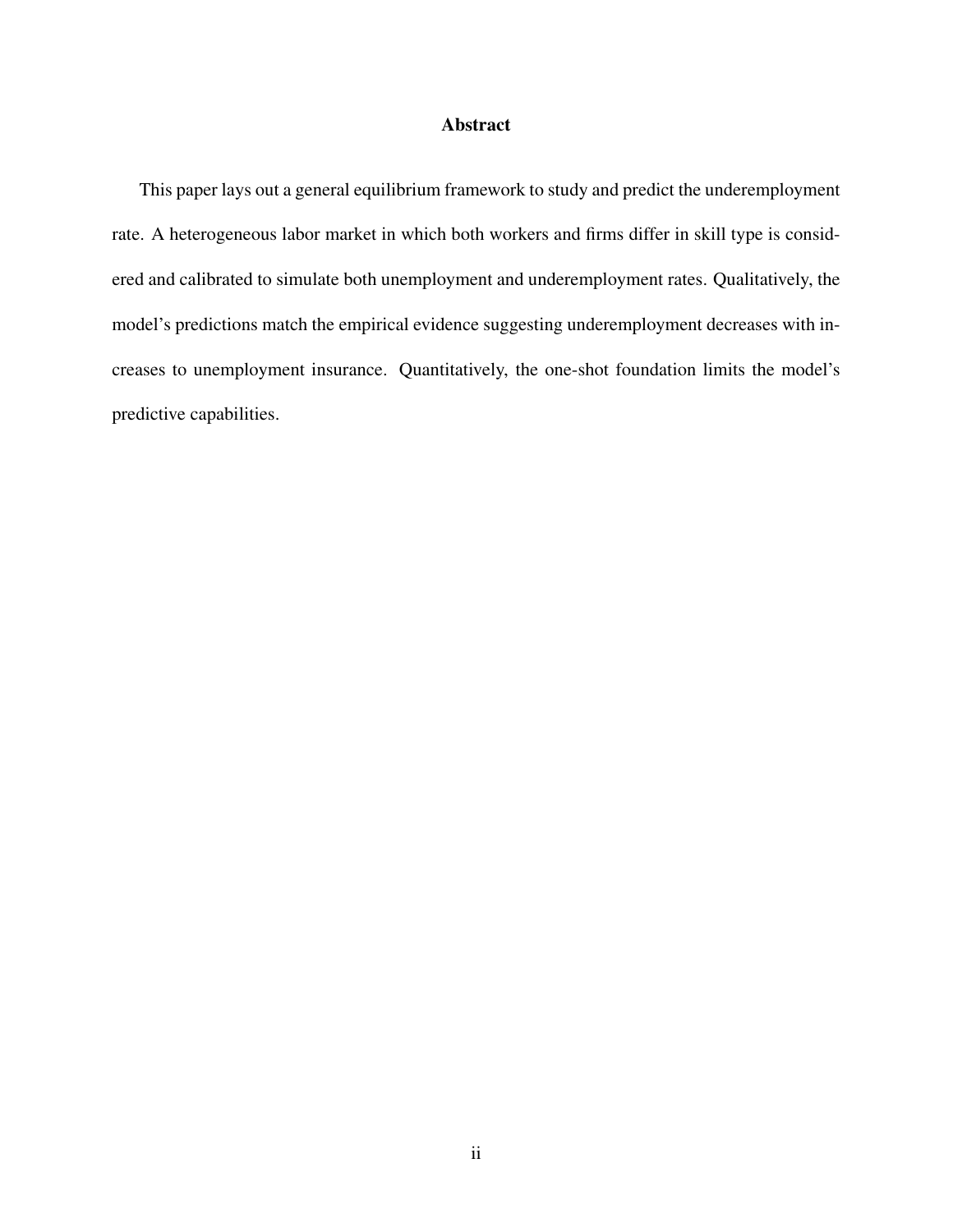## Abstract

This paper lays out a general equilibrium framework to study and predict the underemployment rate. A heterogeneous labor market in which both workers and firms differ in skill type is considered and calibrated to simulate both unemployment and underemployment rates. Qualitatively, the model's predictions match the empirical evidence suggesting underemployment decreases with increases to unemployment insurance. Quantitatively, the one-shot foundation limits the model's predictive capabilities.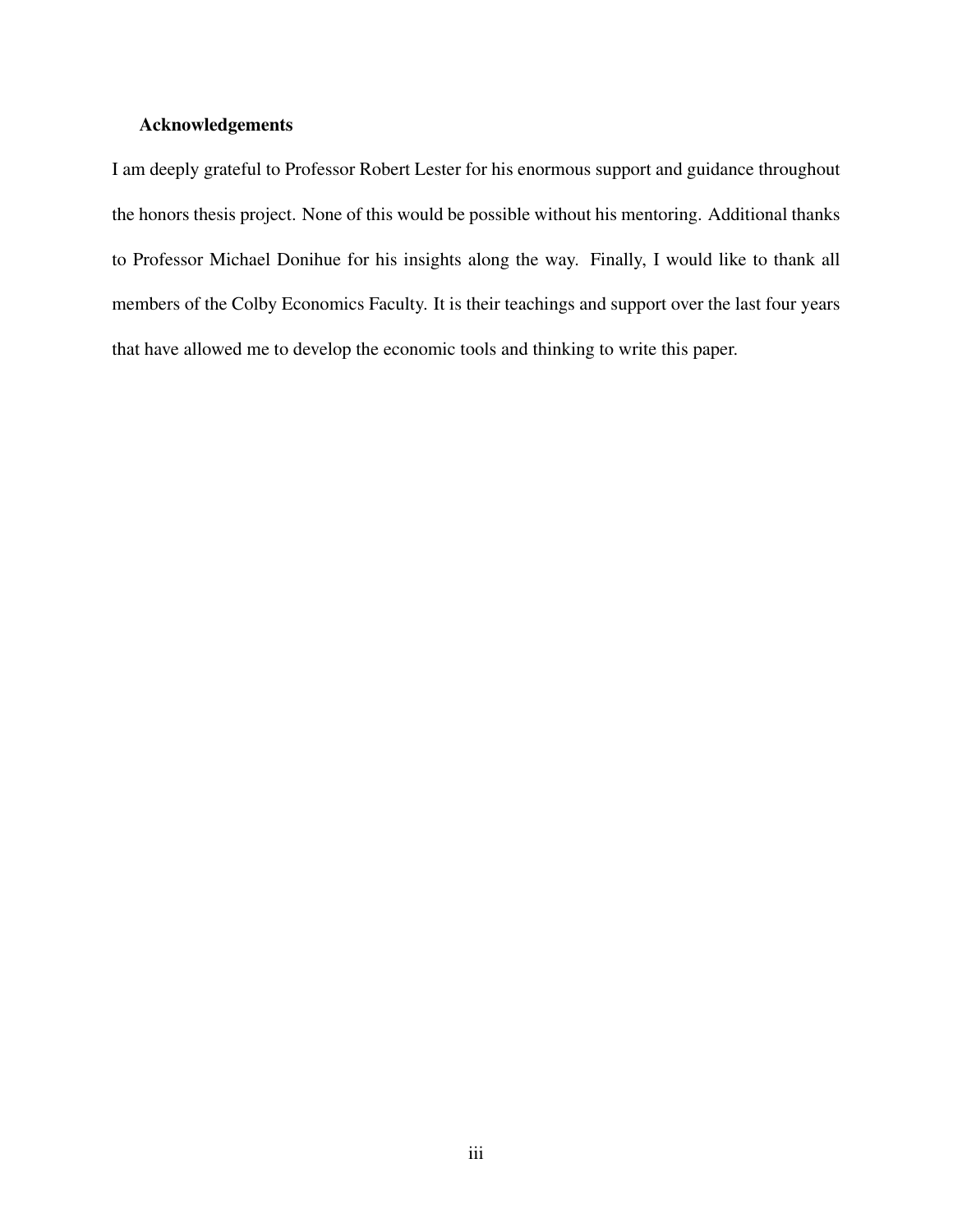## Acknowledgements

I am deeply grateful to Professor Robert Lester for his enormous support and guidance throughout the honors thesis project. None of this would be possible without his mentoring. Additional thanks to Professor Michael Donihue for his insights along the way. Finally, I would like to thank all members of the Colby Economics Faculty. It is their teachings and support over the last four years that have allowed me to develop the economic tools and thinking to write this paper.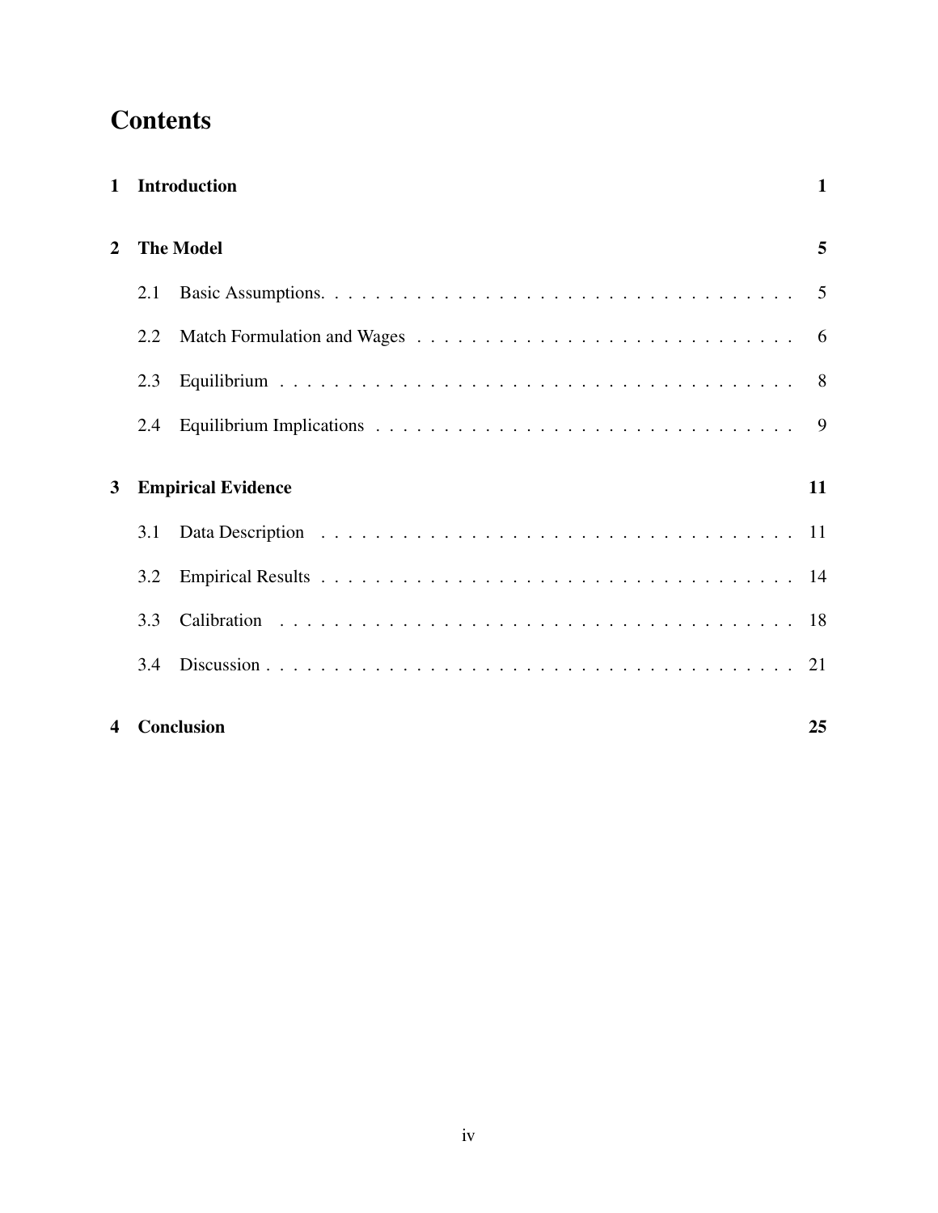# Contents

**1 Introduction** **1**

**2 The Model** **5**

2.1 Basic Assumptions. . . . . . . . . . . . . . . . . . . . . . . . . . . . . . . . . . . . 5

2.2 Match Formulation and Wages . . . . . . . . . . . . . . . . . . . . . . . . . . . . 6

2.3 Equilibrium . . . . . . . . . . . . . . . . . . . . . . . . . . . . . . . . . . . . . . . 8

2.4 Equilibrium Implications . . . . . . . . . . . . . . . . . . . . . . . . . . . . . . . 9

**3 Empirical Evidence** **11**

3.1 Data Description . . . . . . . . . . . . . . . . . . . . . . . . . . . . . . . . . . . . 11

3.2 Empirical Results . . . . . . . . . . . . . . . . . . . . . . . . . . . . . . . . . . . 14

3.3 Calibration . . . . . . . . . . . . . . . . . . . . . . . . . . . . . . . . . . . . . . . 18

3.4 Discussion . . . . . . . . . . . . . . . . . . . . . . . . . . . . . . . . . . . . . . . 21

**4 Conclusion** **25**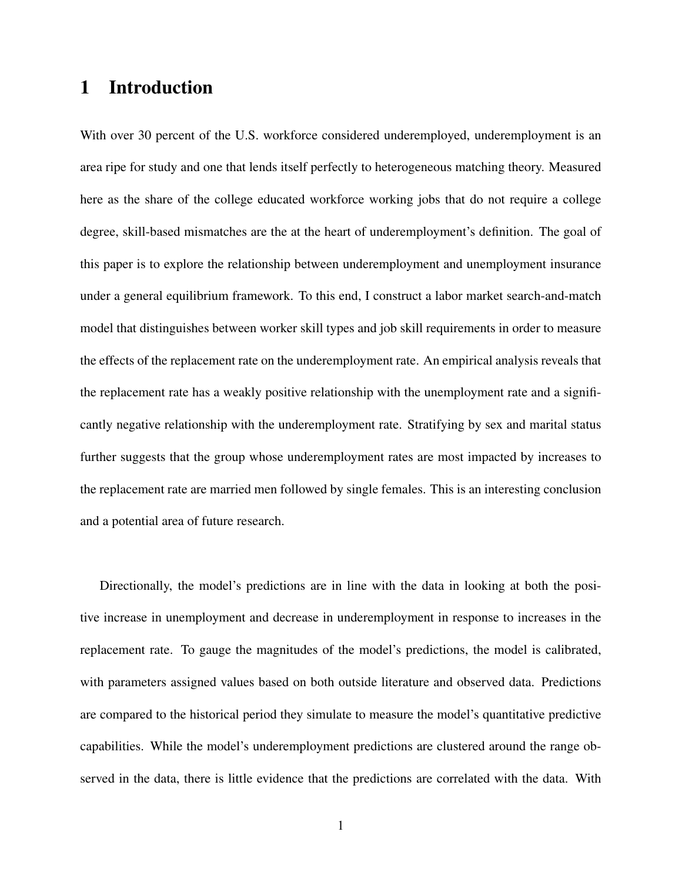# 1 Introduction

With over 30 percent of the U.S. workforce considered underemployed, underemployment is an area ripe for study and one that lends itself perfectly to heterogeneous matching theory. Measured here as the share of the college educated workforce working jobs that do not require a college degree, skill-based mismatches are the at the heart of underemployment's definition. The goal of this paper is to explore the relationship between underemployment and unemployment insurance under a general equilibrium framework. To this end, I construct a labor market search-and-match model that distinguishes between worker skill types and job skill requirements in order to measure the effects of the replacement rate on the underemployment rate. An empirical analysis reveals that the replacement rate has a weakly positive relationship with the unemployment rate and a significantly negative relationship with the underemployment rate. Stratifying by sex and marital status further suggests that the group whose underemployment rates are most impacted by increases to the replacement rate are married men followed by single females. This is an interesting conclusion and a potential area of future research.

Directionally, the model's predictions are in line with the data in looking at both the positive increase in unemployment and decrease in underemployment in response to increases in the replacement rate. To gauge the magnitudes of the model's predictions, the model is calibrated, with parameters assigned values based on both outside literature and observed data. Predictions are compared to the historical period they simulate to measure the model's quantitative predictive capabilities. While the model's underemployment predictions are clustered around the range observed in the data, there is little evidence that the predictions are correlated with the data. With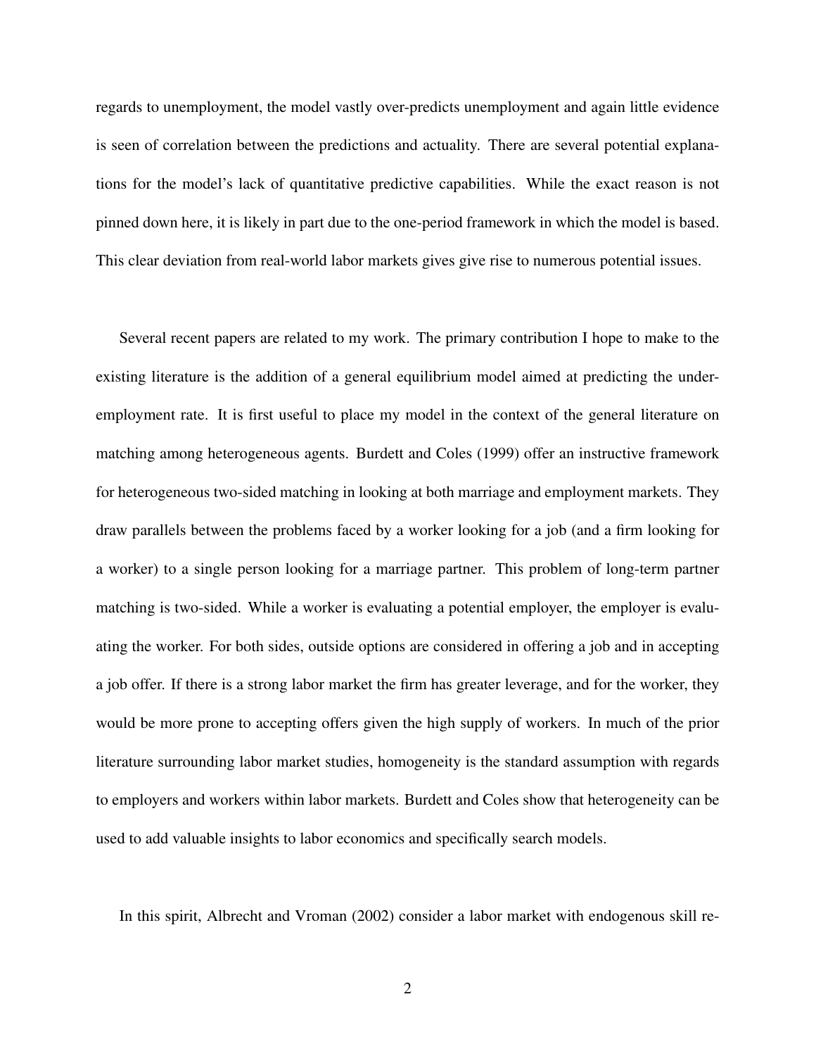regards to unemployment, the model vastly over-predicts unemployment and again little evidence is seen of correlation between the predictions and actuality. There are several potential explanations for the model's lack of quantitative predictive capabilities. While the exact reason is not pinned down here, it is likely in part due to the one-period framework in which the model is based. This clear deviation from real-world labor markets gives give rise to numerous potential issues.

Several recent papers are related to my work. The primary contribution I hope to make to the existing literature is the addition of a general equilibrium model aimed at predicting the underemployment rate. It is first useful to place my model in the context of the general literature on matching among heterogeneous agents. Burdett and Coles (1999) offer an instructive framework for heterogeneous two-sided matching in looking at both marriage and employment markets. They draw parallels between the problems faced by a worker looking for a job (and a firm looking for a worker) to a single person looking for a marriage partner. This problem of long-term partner matching is two-sided. While a worker is evaluating a potential employer, the employer is evaluating the worker. For both sides, outside options are considered in offering a job and in accepting a job offer. If there is a strong labor market the firm has greater leverage, and for the worker, they would be more prone to accepting offers given the high supply of workers. In much of the prior literature surrounding labor market studies, homogeneity is the standard assumption with regards to employers and workers within labor markets. Burdett and Coles show that heterogeneity can be used to add valuable insights to labor economics and specifically search models.

In this spirit, Albrecht and Vroman (2002) consider a labor market with endogenous skill re-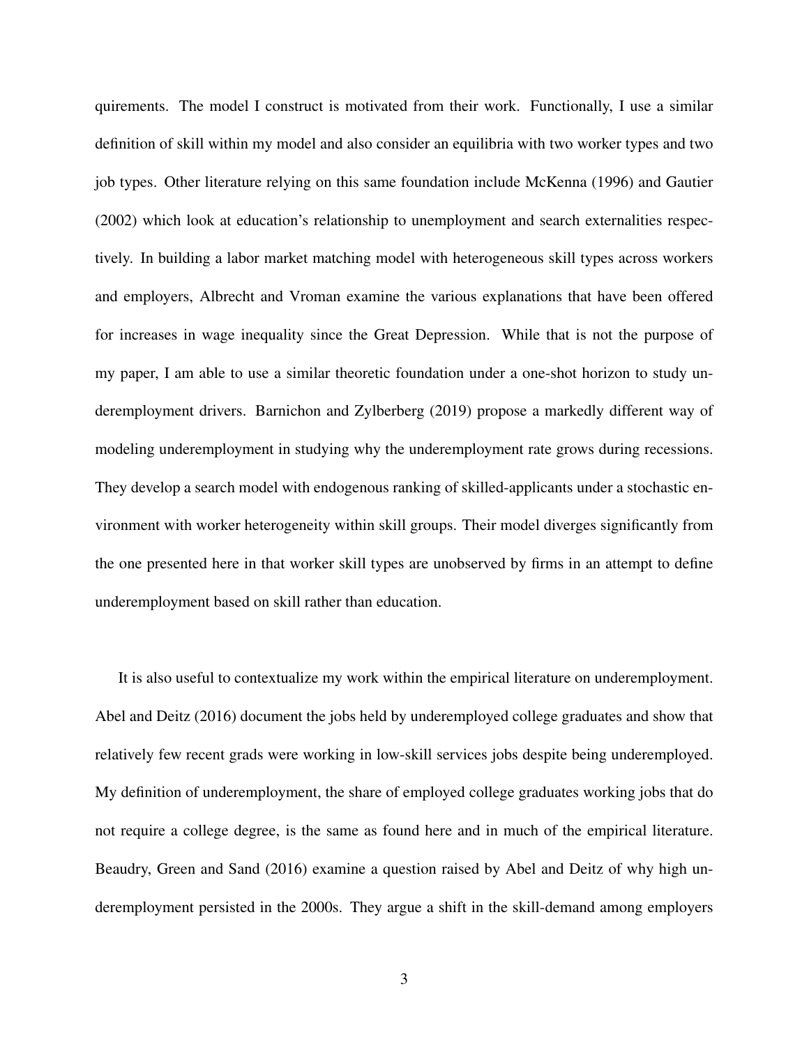quirements. The model I construct is motivated from their work. Functionally, I use a similar definition of skill within my model and also consider an equilibria with two worker types and two job types. Other literature relying on this same foundation include McKenna (1996) and Gautier (2002) which look at education's relationship to unemployment and search externalities respectively. In building a labor market matching model with heterogeneous skill types across workers and employers, Albrecht and Vroman examine the various explanations that have been offered for increases in wage inequality since the Great Depression. While that is not the purpose of my paper, I am able to use a similar theoretic foundation under a one-shot horizon to study underemployment drivers. Barnichon and Zylberberg (2019) propose a markedly different way of modeling underemployment in studying why the underemployment rate grows during recessions. They develop a search model with endogenous ranking of skilled-applicants under a stochastic environment with worker heterogeneity within skill groups. Their model diverges significantly from the one presented here in that worker skill types are unobserved by firms in an attempt to define underemployment based on skill rather than education.

It is also useful to contextualize my work within the empirical literature on underemployment. Abel and Deitz (2016) document the jobs held by underemployed college graduates and show that relatively few recent grads were working in low-skill services jobs despite being underemployed. My definition of underemployment, the share of employed college graduates working jobs that do not require a college degree, is the same as found here and in much of the empirical literature. Beaudry, Green and Sand (2016) examine a question raised by Abel and Deitz of why high underemployment persisted in the 2000s. They argue a shift in the skill-demand among employers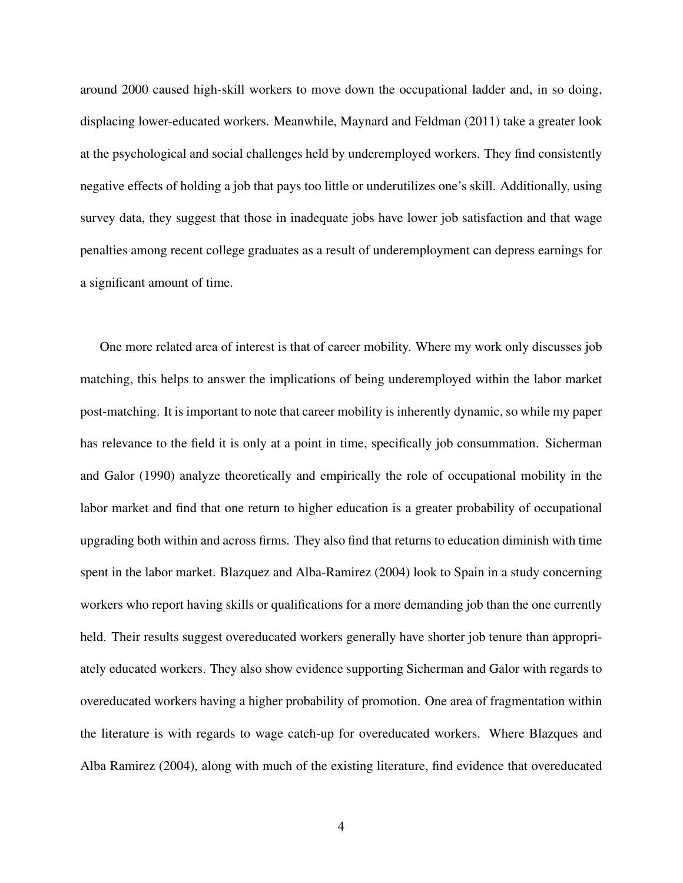around 2000 caused high-skill workers to move down the occupational ladder and, in so doing, displacing lower-educated workers. Meanwhile, Maynard and Feldman (2011) take a greater look at the psychological and social challenges held by underemployed workers. They find consistently negative effects of holding a job that pays too little or underutilizes one's skill. Additionally, using survey data, they suggest that those in inadequate jobs have lower job satisfaction and that wage penalties among recent college graduates as a result of underemployment can depress earnings for a significant amount of time.

One more related area of interest is that of career mobility. Where my work only discusses job matching, this helps to answer the implications of being underemployed within the labor market post-matching. It is important to note that career mobility is inherently dynamic, so while my paper has relevance to the field it is only at a point in time, specifically job consummation. Sicherman and Galor (1990) analyze theoretically and empirically the role of occupational mobility in the labor market and find that one return to higher education is a greater probability of occupational upgrading both within and across firms. They also find that returns to education diminish with time spent in the labor market. Blazquez and Alba-Ramirez (2004) look to Spain in a study concerning workers who report having skills or qualifications for a more demanding job than the one currently held. Their results suggest overeducated workers generally have shorter job tenure than appropriately educated workers. They also show evidence supporting Sicherman and Galor with regards to overeducated workers having a higher probability of promotion. One area of fragmentation within the literature is with regards to wage catch-up for overeducated workers. Where Blazques and Alba Ramirez (2004), along with much of the existing literature, find evidence that overeducated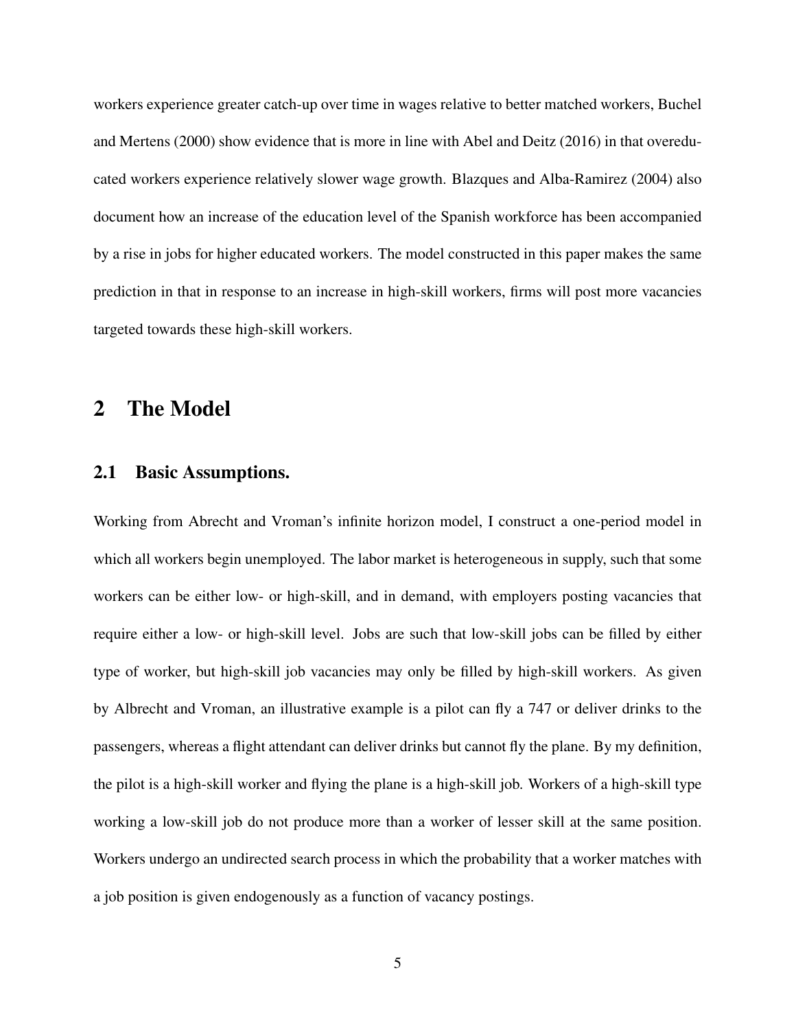workers experience greater catch-up over time in wages relative to better matched workers, Buchel and Mertens (2000) show evidence that is more in line with Abel and Deitz (2016) in that overeducated workers experience relatively slower wage growth. Blazques and Alba-Ramirez (2004) also document how an increase of the education level of the Spanish workforce has been accompanied by a rise in jobs for higher educated workers. The model constructed in this paper makes the same prediction in that in response to an increase in high-skill workers, firms will post more vacancies targeted towards these high-skill workers.

# 2 The Model

## 2.1 Basic Assumptions.

Working from Abrecht and Vroman's infinite horizon model, I construct a one-period model in which all workers begin unemployed. The labor market is heterogeneous in supply, such that some workers can be either low- or high-skill, and in demand, with employers posting vacancies that require either a low- or high-skill level. Jobs are such that low-skill jobs can be filled by either type of worker, but high-skill job vacancies may only be filled by high-skill workers. As given by Albrecht and Vroman, an illustrative example is a pilot can fly a 747 or deliver drinks to the passengers, whereas a flight attendant can deliver drinks but cannot fly the plane. By my definition, the pilot is a high-skill worker and flying the plane is a high-skill job. Workers of a high-skill type working a low-skill job do not produce more than a worker of lesser skill at the same position. Workers undergo an undirected search process in which the probability that a worker matches with a job position is given endogenously as a function of vacancy postings.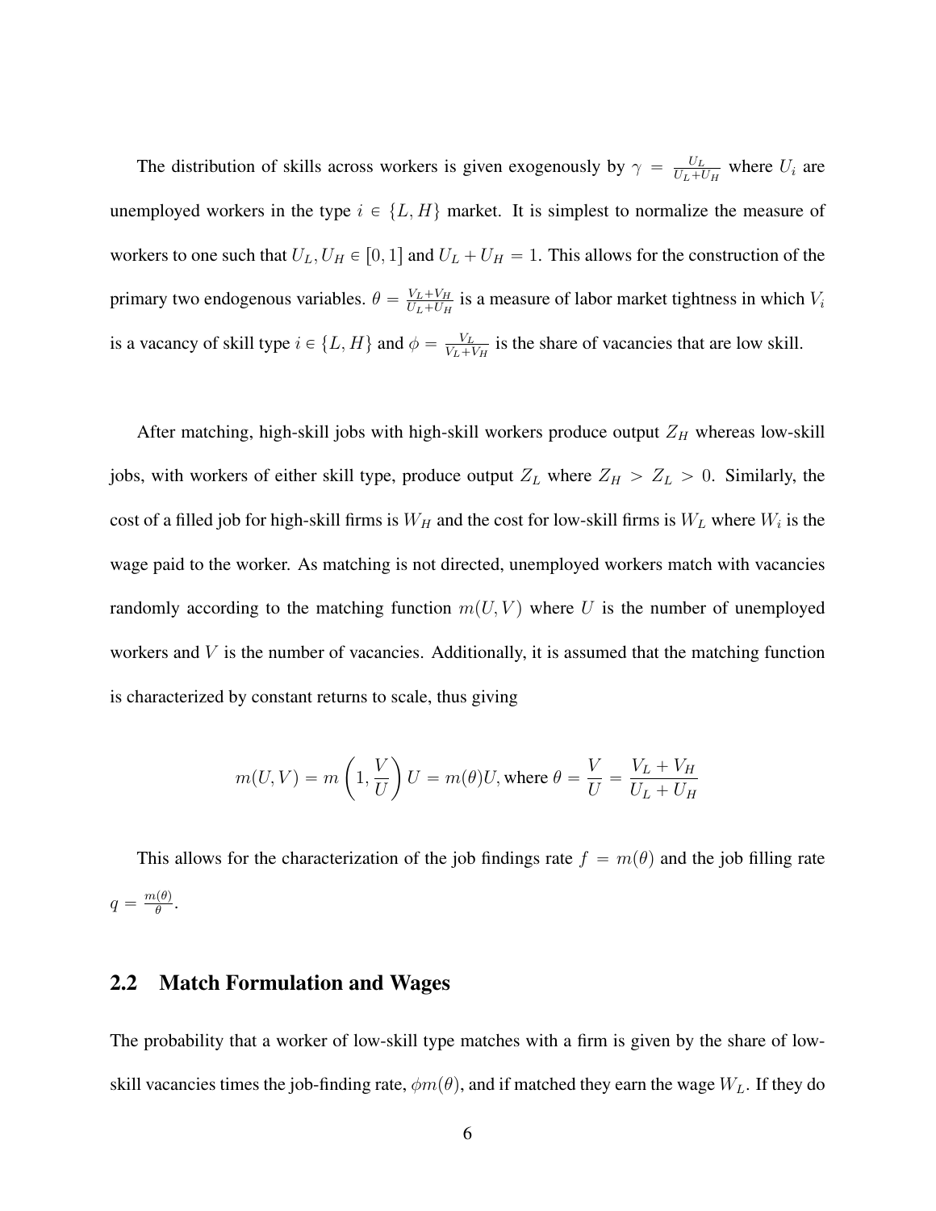The distribution of skills across workers is given exogenously by $\gamma = \frac{U_L}{U_L+U_H}$ where $U_i$ are unemployed workers in the type $i \in \{L, H\}$ market. It is simplest to normalize the measure of workers to one such that $U_L, U_H \in [0, 1]$ and $U_L + U_H = 1$. This allows for the construction of the primary two endogenous variables. $\theta = \frac{V_L+V_H}{U_L+U_H}$ is a measure of labor market tightness in which $V_i$ is a vacancy of skill type $i \in \{L, H\}$ and $\phi = \frac{V_L}{V_L+V_H}$ is the share of vacancies that are low skill.

After matching, high-skill jobs with high-skill workers produce output $Z_H$ whereas low-skill jobs, with workers of either skill type, produce output $Z_L$ where $Z_H > Z_L > 0$. Similarly, the cost of a filled job for high-skill firms is $W_H$ and the cost for low-skill firms is $W_L$ where $W_i$ is the wage paid to the worker. As matching is not directed, unemployed workers match with vacancies randomly according to the matching function $m(U, V)$ where $U$ is the number of unemployed workers and $V$ is the number of vacancies. Additionally, it is assumed that the matching function is characterized by constant returns to scale, thus giving

$$m(U, V) = m\left(1, \frac{V}{U}\right)U = m(\theta)U, \text{where } \theta = \frac{V}{U} = \frac{V_L + V_H}{U_L + U_H}$$

This allows for the characterization of the job findings rate $f = m(\theta)$ and the job filling rate $q = \frac{m(\theta)}{\theta}$.

## 2.2 Match Formulation and Wages

The probability that a worker of low-skill type matches with a firm is given by the share of low-skill vacancies times the job-finding rate, $\phi m(\theta)$, and if matched they earn the wage $W_L$. If they do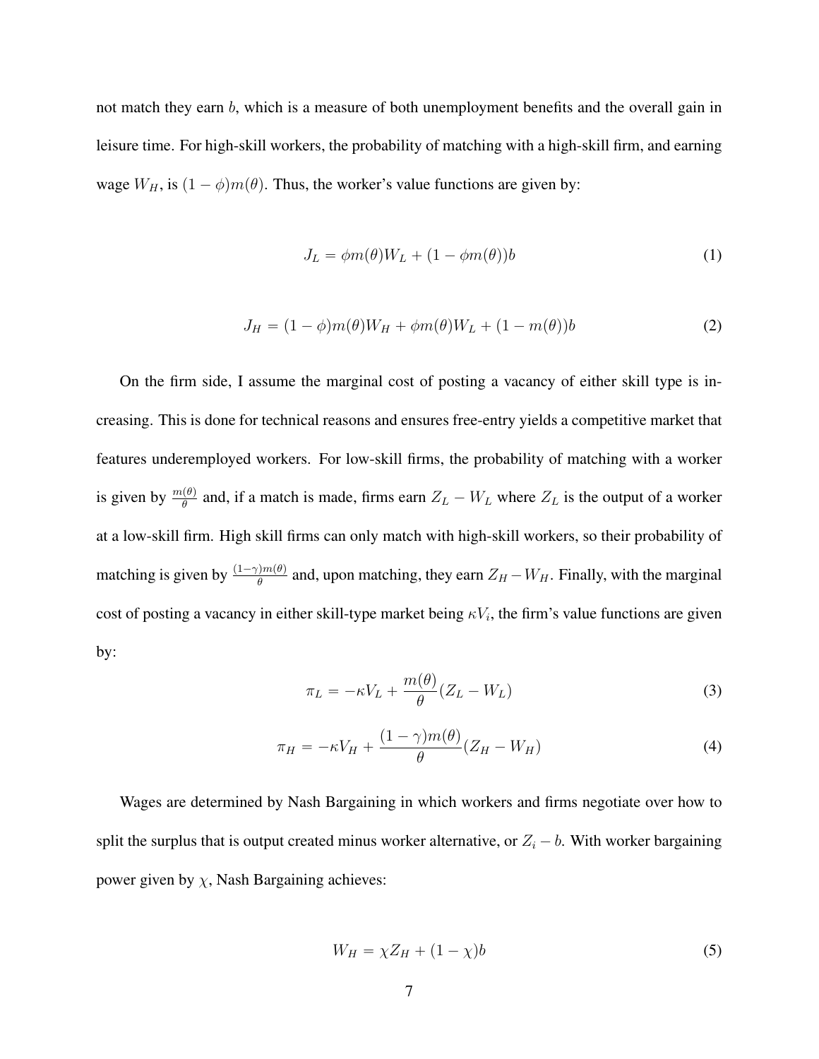not match they earn $b$, which is a measure of both unemployment benefits and the overall gain in leisure time. For high-skill workers, the probability of matching with a high-skill firm, and earning wage $W_H$, is $(1-\phi)m(\theta)$. Thus, the worker's value functions are given by:

$$J_L = \phi m(\theta) W_L + (1 - \phi m(\theta)) b \tag{1}$$

$$J_H = (1-\phi)m(\theta) W_H + \phi m(\theta) W_L + (1 - m(\theta)) b \tag{2}$$

On the firm side, I assume the marginal cost of posting a vacancy of either skill type is increasing. This is done for technical reasons and ensures free-entry yields a competitive market that features underemployed workers. For low-skill firms, the probability of matching with a worker is given by $\frac{m(\theta)}{\theta}$ and, if a match is made, firms earn $Z_L - W_L$ where $Z_L$ is the output of a worker at a low-skill firm. High skill firms can only match with high-skill workers, so their probability of matching is given by $\frac{(1-\gamma)m(\theta)}{\theta}$ and, upon matching, they earn $Z_H - W_H$. Finally, with the marginal cost of posting a vacancy in either skill-type market being $\kappa V_i$, the firm's value functions are given by:

$$\pi_L = -\kappa V_L + \frac{m(\theta)}{\theta}(Z_L - W_L) \tag{3}$$

$$\pi_H = -\kappa V_H + \frac{(1-\gamma)m(\theta)}{\theta}(Z_H - W_H) \tag{4}$$

Wages are determined by Nash Bargaining in which workers and firms negotiate over how to split the surplus that is output created minus worker alternative, or $Z_i - b$. With worker bargaining power given by $\chi$, Nash Bargaining achieves:

$$W_H = \chi Z_H + (1-\chi) b \tag{5}$$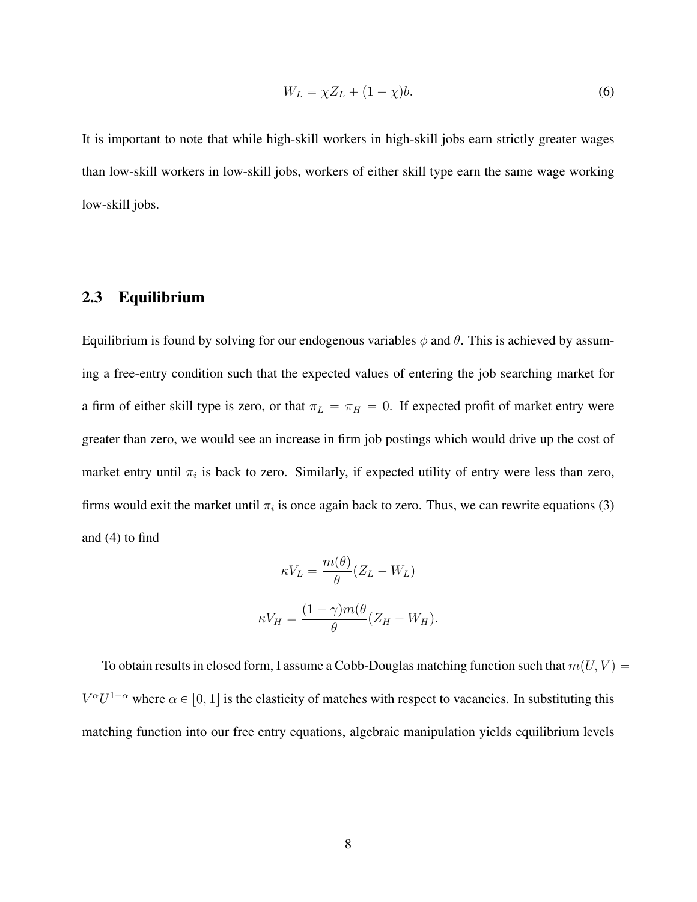$$W_L = \chi Z_L + (1 - \chi)b. \tag{6}$$

It is important to note that while high-skill workers in high-skill jobs earn strictly greater wages than low-skill workers in low-skill jobs, workers of either skill type earn the same wage working low-skill jobs.

## 2.3 Equilibrium

Equilibrium is found by solving for our endogenous variables $\phi$ and $\theta$. This is achieved by assuming a free-entry condition such that the expected values of entering the job searching market for a firm of either skill type is zero, or that $\pi_L = \pi_H = 0$. If expected profit of market entry were greater than zero, we would see an increase in firm job postings which would drive up the cost of market entry until $\pi_i$ is back to zero. Similarly, if expected utility of entry were less than zero, firms would exit the market until $\pi_i$ is once again back to zero. Thus, we can rewrite equations (3) and (4) to find

$$\kappa V_L = \frac{m(\theta)}{\theta}(Z_L - W_L)$$

$$\kappa V_H = \frac{(1-\gamma)m(\theta}{\theta}(Z_H - W_H).$$

To obtain results in closed form, I assume a Cobb-Douglas matching function such that $m(U, V) = V^{\alpha}U^{1-\alpha}$ where $\alpha \in [0, 1]$ is the elasticity of matches with respect to vacancies. In substituting this matching function into our free entry equations, algebraic manipulation yields equilibrium levels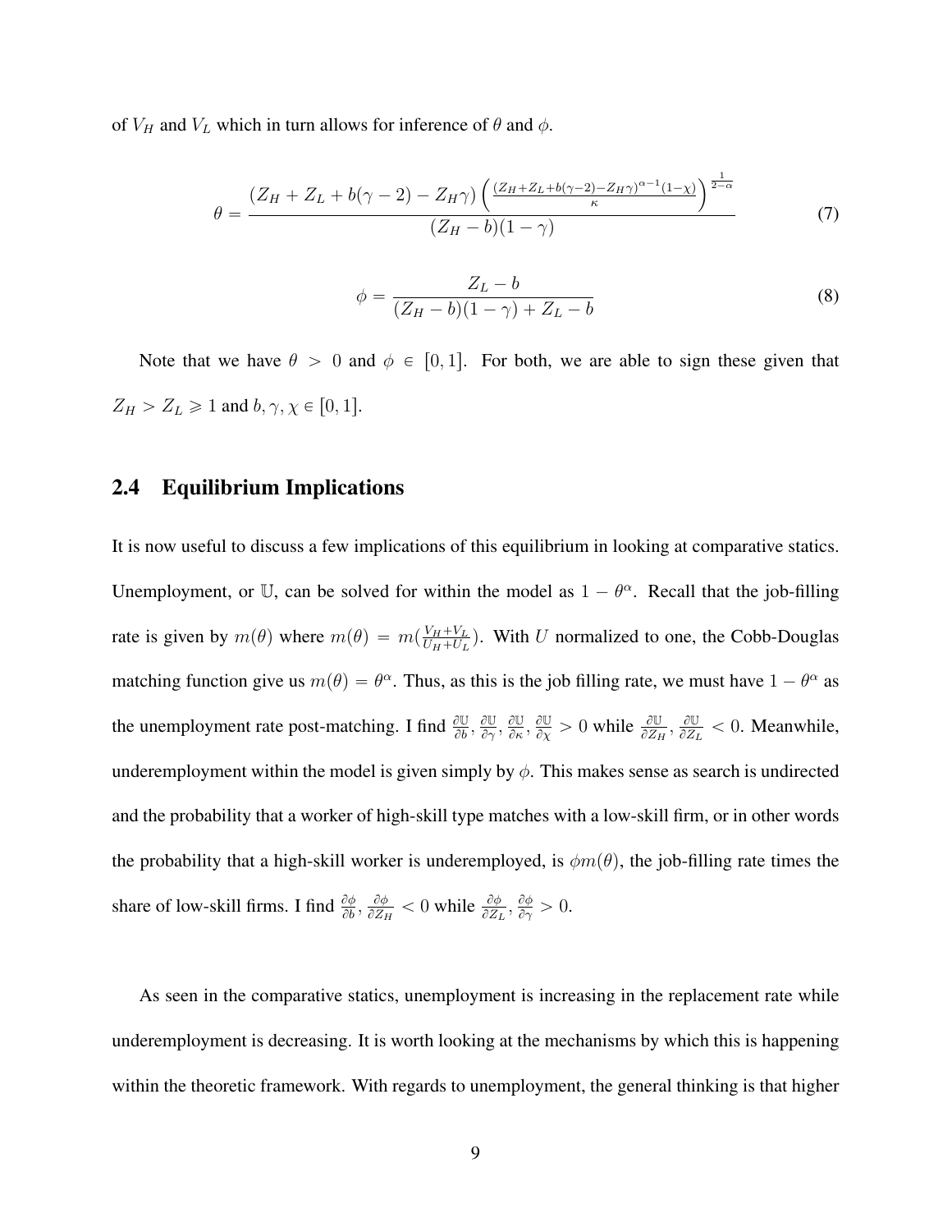of $V_H$ and $V_L$ which in turn allows for inference of $\theta$ and $\phi$.

$$\theta = \frac{(Z_H + Z_L + b(\gamma - 2) - Z_H\gamma)\left(\frac{(Z_H + Z_L + b(\gamma-2) - Z_H\gamma)^{\alpha-1}(1-\chi)}{\kappa}\right)^{\frac{1}{2-\alpha}}}{(Z_H - b)(1-\gamma)} \tag{7}$$

$$\phi = \frac{Z_L - b}{(Z_H - b)(1-\gamma) + Z_L - b} \tag{8}$$

Note that we have $\theta > 0$ and $\phi \in [0, 1]$. For both, we are able to sign these given that $Z_H > Z_L \geqslant 1$ and $b, \gamma, \chi \in [0, 1]$.

## 2.4 Equilibrium Implications

It is now useful to discuss a few implications of this equilibrium in looking at comparative statics. Unemployment, or $\mathbb{U}$, can be solved for within the model as $1 - \theta^{\alpha}$. Recall that the job-filling rate is given by $m(\theta)$ where $m(\theta) = m(\frac{V_H + V_L}{U_H + U_L})$. With $U$ normalized to one, the Cobb-Douglas matching function give us $m(\theta) = \theta^{\alpha}$. Thus, as this is the job filling rate, we must have $1 - \theta^{\alpha}$ as the unemployment rate post-matching. I find $\frac{\partial \mathbb{U}}{\partial b}, \frac{\partial \mathbb{U}}{\partial \gamma}, \frac{\partial \mathbb{U}}{\partial \kappa}, \frac{\partial \mathbb{U}}{\partial \chi} > 0$ while $\frac{\partial \mathbb{U}}{\partial Z_H}, \frac{\partial \mathbb{U}}{\partial Z_L} < 0$. Meanwhile, underemployment within the model is given simply by $\phi$. This makes sense as search is undirected and the probability that a worker of high-skill type matches with a low-skill firm, or in other words the probability that a high-skill worker is underemployed, is $\phi m(\theta)$, the job-filling rate times the share of low-skill firms. I find $\frac{\partial \phi}{\partial b}, \frac{\partial \phi}{\partial Z_H} < 0$ while $\frac{\partial \phi}{\partial Z_L}, \frac{\partial \phi}{\partial \gamma} > 0$.

As seen in the comparative statics, unemployment is increasing in the replacement rate while underemployment is decreasing. It is worth looking at the mechanisms by which this is happening within the theoretic framework. With regards to unemployment, the general thinking is that higher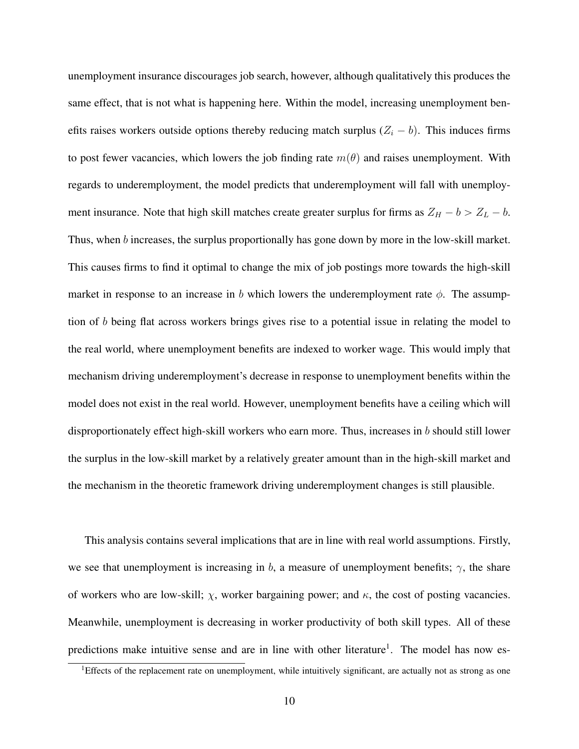unemployment insurance discourages job search, however, although qualitatively this produces the same effect, that is not what is happening here. Within the model, increasing unemployment benefits raises workers outside options thereby reducing match surplus ($Z_i - b$). This induces firms to post fewer vacancies, which lowers the job finding rate $m(\theta)$ and raises unemployment. With regards to underemployment, the model predicts that underemployment will fall with unemployment insurance. Note that high skill matches create greater surplus for firms as $Z_H - b > Z_L - b$. Thus, when $b$ increases, the surplus proportionally has gone down by more in the low-skill market. This causes firms to find it optimal to change the mix of job postings more towards the high-skill market in response to an increase in $b$ which lowers the underemployment rate $\phi$. The assumption of $b$ being flat across workers brings gives rise to a potential issue in relating the model to the real world, where unemployment benefits are indexed to worker wage. This would imply that mechanism driving underemployment's decrease in response to unemployment benefits within the model does not exist in the real world. However, unemployment benefits have a ceiling which will disproportionately effect high-skill workers who earn more. Thus, increases in $b$ should still lower the surplus in the low-skill market by a relatively greater amount than in the high-skill market and the mechanism in the theoretic framework driving underemployment changes is still plausible.

This analysis contains several implications that are in line with real world assumptions. Firstly, we see that unemployment is increasing in $b$, a measure of unemployment benefits; $\gamma$, the share of workers who are low-skill; $\chi$, worker bargaining power; and $\kappa$, the cost of posting vacancies. Meanwhile, unemployment is decreasing in worker productivity of both skill types. All of these predictions make intuitive sense and are in line with other literature[1]. The model has now es-

[1]Effects of the replacement rate on unemployment, while intuitively significant, are actually not as strong as one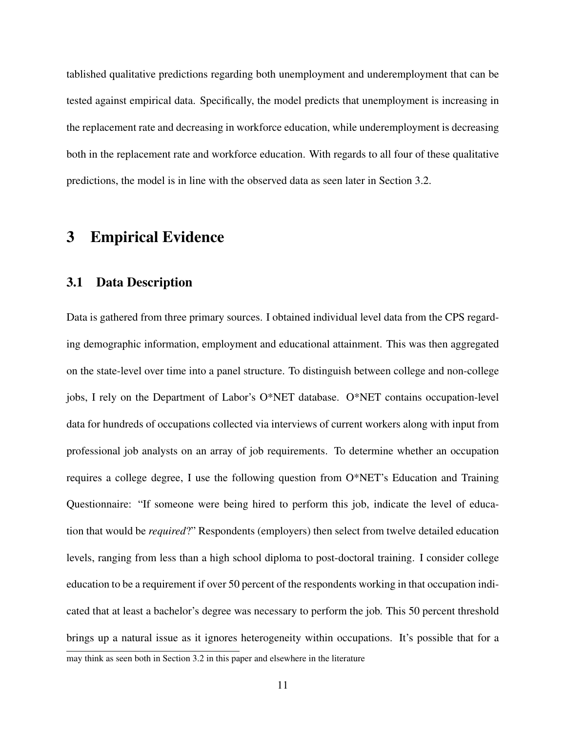tablished qualitative predictions regarding both unemployment and underemployment that can be tested against empirical data. Specifically, the model predicts that unemployment is increasing in the replacement rate and decreasing in workforce education, while underemployment is decreasing both in the replacement rate and workforce education. With regards to all four of these qualitative predictions, the model is in line with the observed data as seen later in Section 3.2.

# 3 Empirical Evidence

## 3.1 Data Description

Data is gathered from three primary sources. I obtained individual level data from the CPS regarding demographic information, employment and educational attainment. This was then aggregated on the state-level over time into a panel structure. To distinguish between college and non-college jobs, I rely on the Department of Labor's O*NET database. O*NET contains occupation-level data for hundreds of occupations collected via interviews of current workers along with input from professional job analysts on an array of job requirements. To determine whether an occupation requires a college degree, I use the following question from O*NET's Education and Training Questionnaire: "If someone were being hired to perform this job, indicate the level of education that would be *required*?" Respondents (employers) then select from twelve detailed education levels, ranging from less than a high school diploma to post-doctoral training. I consider college education to be a requirement if over 50 percent of the respondents working in that occupation indicated that at least a bachelor's degree was necessary to perform the job. This 50 percent threshold brings up a natural issue as it ignores heterogeneity within occupations. It's possible that for a

may think as seen both in Section 3.2 in this paper and elsewhere in the literature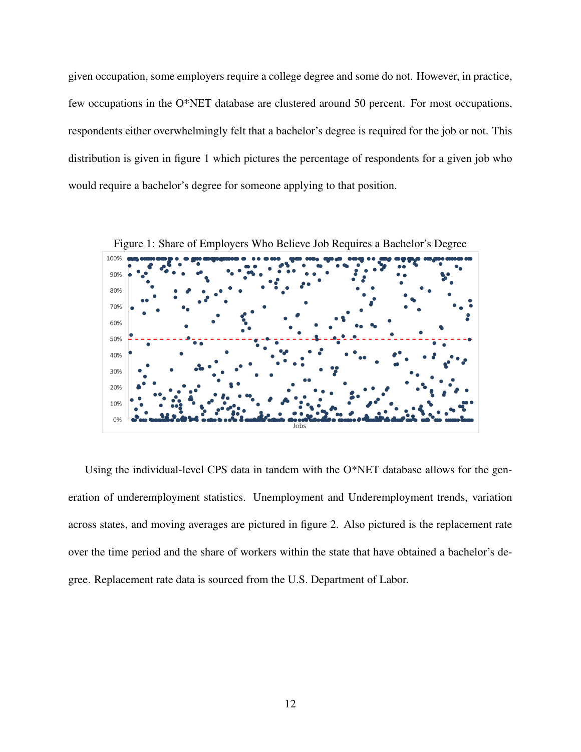given occupation, some employers require a college degree and some do not. However, in practice, few occupations in the O*NET database are clustered around 50 percent. For most occupations, respondents either overwhelmingly felt that a bachelor's degree is required for the job or not. This distribution is given in figure 1 which pictures the percentage of respondents for a given job who would require a bachelor's degree for someone applying to that position.

Figure 1: Share of Employers Who Believe Job Requires a Bachelor's Degree

Using the individual-level CPS data in tandem with the O*NET database allows for the generation of underemployment statistics. Unemployment and Underemployment trends, variation across states, and moving averages are pictured in figure 2. Also pictured is the replacement rate over the time period and the share of workers within the state that have obtained a bachelor's degree. Replacement rate data is sourced from the U.S. Department of Labor.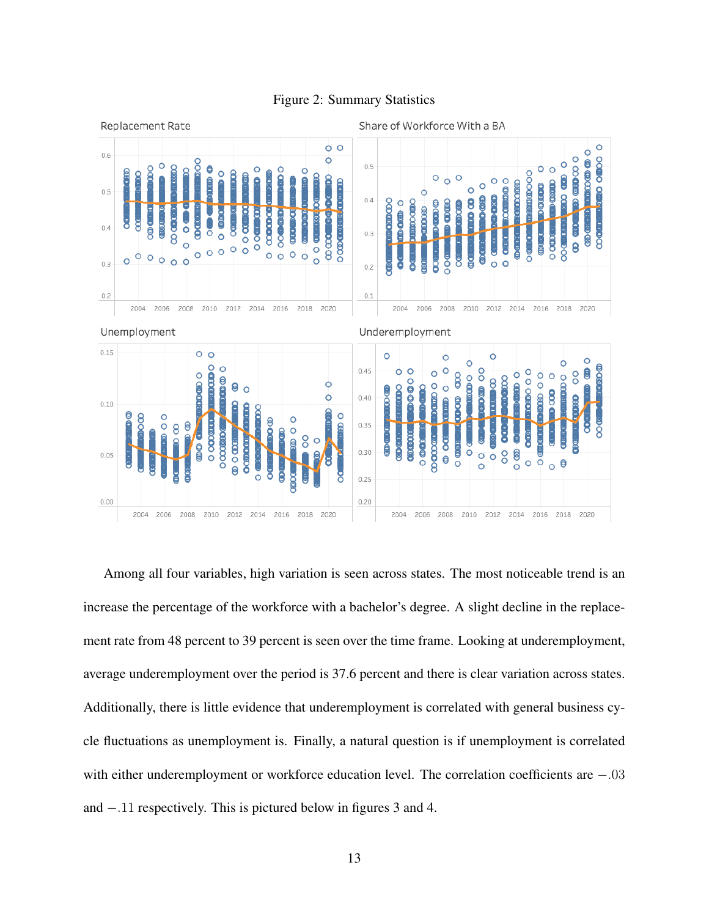Figure 2: Summary Statistics

Among all four variables, high variation is seen across states. The most noticeable trend is an increase the percentage of the workforce with a bachelor's degree. A slight decline in the replacement rate from 48 percent to 39 percent is seen over the time frame. Looking at underemployment, average underemployment over the period is 37.6 percent and there is clear variation across states. Additionally, there is little evidence that underemployment is correlated with general business cycle fluctuations as unemployment is. Finally, a natural question is if unemployment is correlated with either underemployment or workforce education level. The correlation coefficients are $-.03$ and $-.11$ respectively. This is pictured below in figures 3 and 4.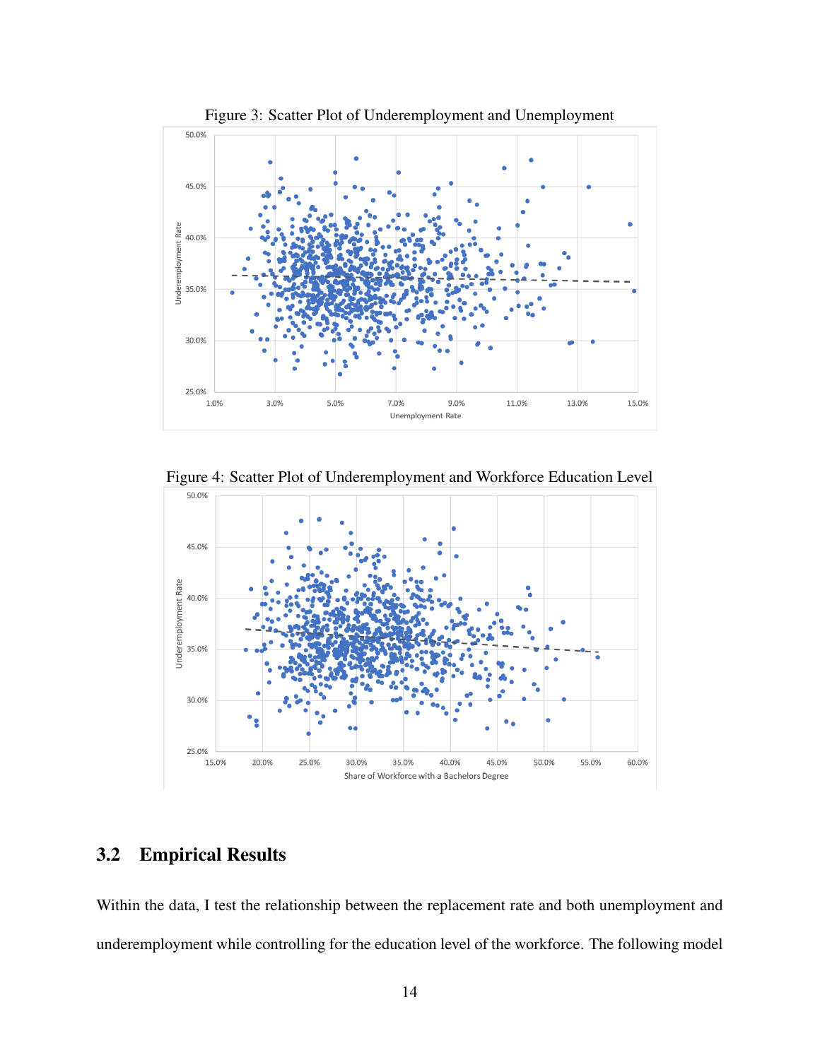Figure 3: Scatter Plot of Underemployment and Unemployment

Figure 4: Scatter Plot of Underemployment and Workforce Education Level

## 3.2 Empirical Results

Within the data, I test the relationship between the replacement rate and both unemployment and underemployment while controlling for the education level of the workforce. The following model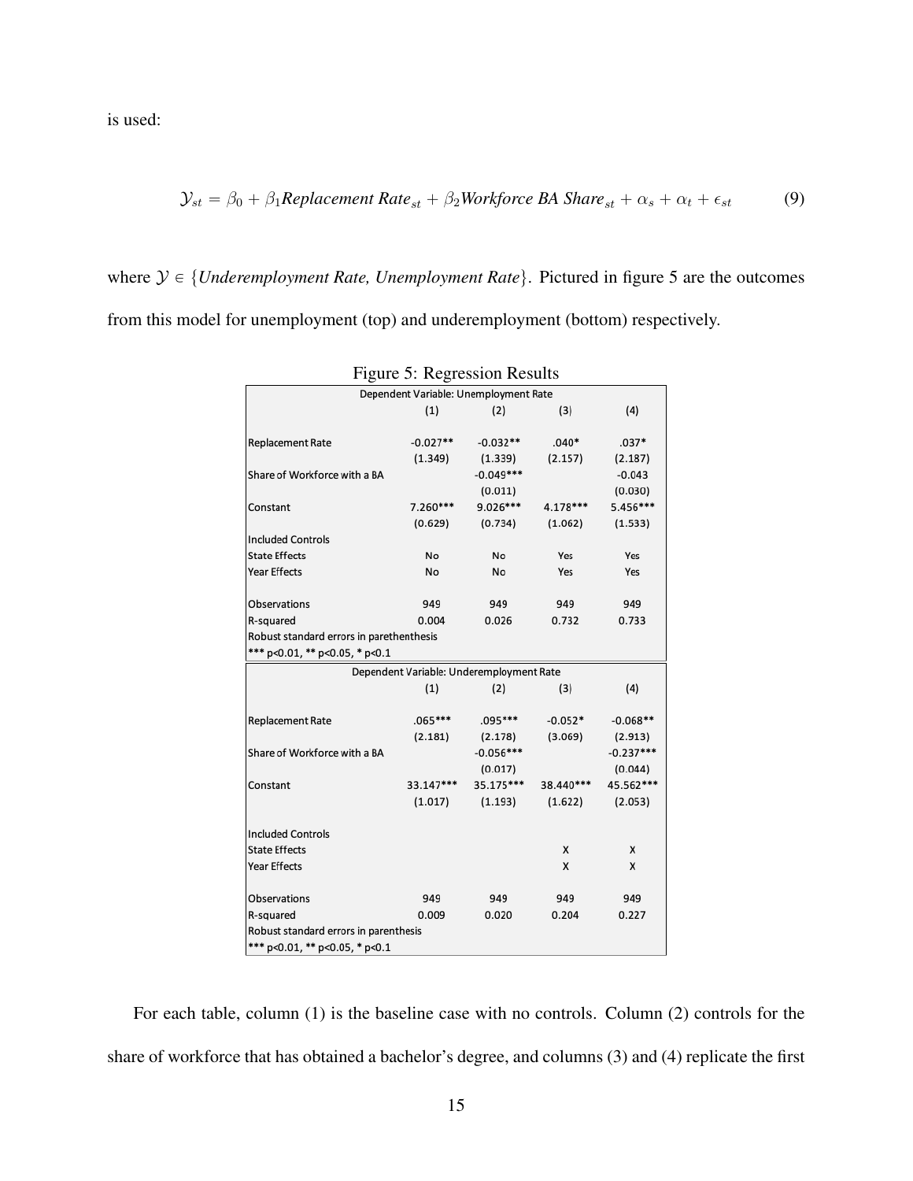is used:

$$\mathcal{Y}_{st} = \beta_0 + \beta_1 \textit{Replacement Rate}_{st} + \beta_2 \textit{Workforce BA Share}_{st} + \alpha_s + \alpha_t + \epsilon_{st} \tag{9}$$

where $\mathcal{Y} \in \{\textit{Underemployment Rate, Unemployment Rate}\}$. Pictured in figure 5 are the outcomes from this model for unemployment (top) and underemployment (bottom) respectively.

Figure 5: Regression Results

| Dependent Variable: Unemployment Rate | | | | |
|---|---|---|---|---|
| | (1) | (2) | (3) | (4) |
| Replacement Rate | -0.027** | -0.032** | .040* | .037* |
| | (1.349) | (1.339) | (2.157) | (2.187) |
| Share of Workforce with a BA | | -0.049*** | | -0.043 |
| | | (0.011) | | (0.030) |
| Constant | 7.260*** | 9.026*** | 4.178*** | 5.456*** |
| | (0.629) | (0.734) | (1.062) | (1.533) |
| Included Controls | | | | |
| State Effects | No | No | Yes | Yes |
| Year Effects | No | No | Yes | Yes |
| Observations | 949 | 949 | 949 | 949 |
| R-squared | 0.004 | 0.026 | 0.732 | 0.733 |
| Robust standard errors in parethenthesis | | | | |
| *** p<0.01, ** p<0.05, * p<0.1 | | | | |

| Dependent Variable: Underemployment Rate | | | | |
|---|---|---|---|---|
| | (1) | (2) | (3) | (4) |
| Replacement Rate | .065*** | .095*** | -0.052* | -0.068** |
| | (2.181) | (2.178) | (3.069) | (2.913) |
| Share of Workforce with a BA | | -0.056*** | | -0.237*** |
| | | (0.017) | | (0.044) |
| Constant | 33.147*** | 35.175*** | 38.440*** | 45.562*** |
| | (1.017) | (1.193) | (1.622) | (2.053) |
| Included Controls | | | | |
| State Effects | | | X | X |
| Year Effects | | | X | X |
| Observations | 949 | 949 | 949 | 949 |
| R-squared | 0.009 | 0.020 | 0.204 | 0.227 |
| Robust standard errors in parenthesis | | | | |
| *** p<0.01, ** p<0.05, * p<0.1 | | | | |

For each table, column (1) is the baseline case with no controls. Column (2) controls for the share of workforce that has obtained a bachelor's degree, and columns (3) and (4) replicate the first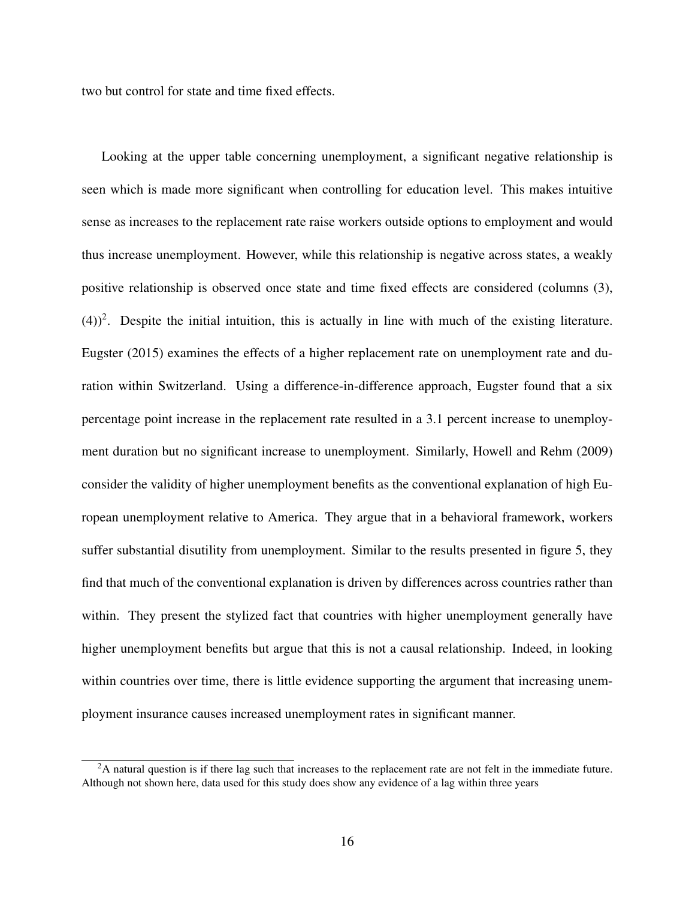two but control for state and time fixed effects.

Looking at the upper table concerning unemployment, a significant negative relationship is seen which is made more significant when controlling for education level. This makes intuitive sense as increases to the replacement rate raise workers outside options to employment and would thus increase unemployment. However, while this relationship is negative across states, a weakly positive relationship is observed once state and time fixed effects are considered (columns (3), (4))[2]. Despite the initial intuition, this is actually in line with much of the existing literature. Eugster (2015) examines the effects of a higher replacement rate on unemployment rate and duration within Switzerland. Using a difference-in-difference approach, Eugster found that a six percentage point increase in the replacement rate resulted in a 3.1 percent increase to unemployment duration but no significant increase to unemployment. Similarly, Howell and Rehm (2009) consider the validity of higher unemployment benefits as the conventional explanation of high European unemployment relative to America. They argue that in a behavioral framework, workers suffer substantial disutility from unemployment. Similar to the results presented in figure 5, they find that much of the conventional explanation is driven by differences across countries rather than within. They present the stylized fact that countries with higher unemployment generally have higher unemployment benefits but argue that this is not a causal relationship. Indeed, in looking within countries over time, there is little evidence supporting the argument that increasing unemployment insurance causes increased unemployment rates in significant manner.

[2]A natural question is if there lag such that increases to the replacement rate are not felt in the immediate future. Although not shown here, data used for this study does show any evidence of a lag within three years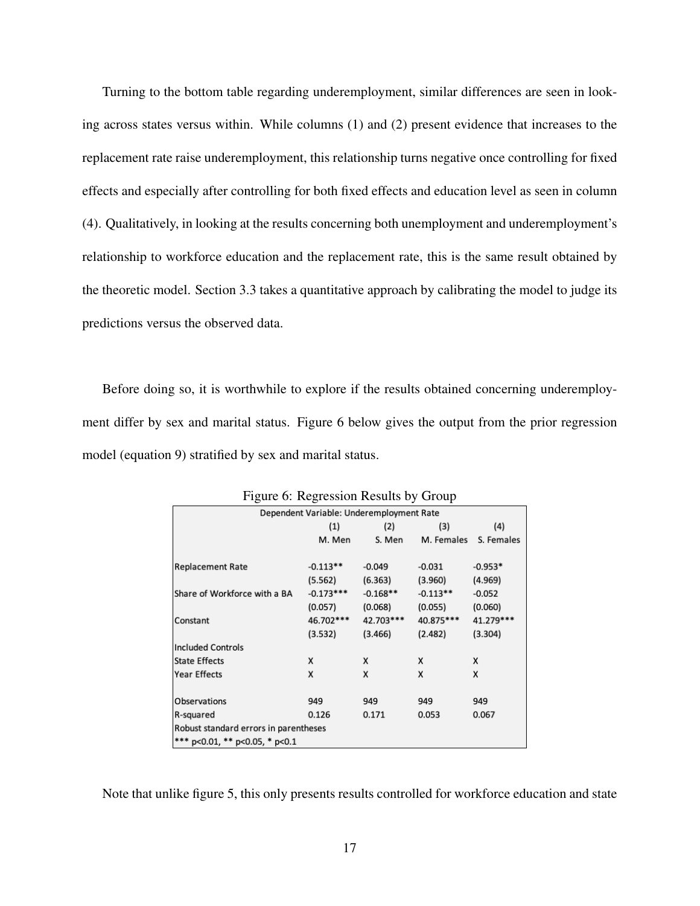Turning to the bottom table regarding underemployment, similar differences are seen in looking across states versus within. While columns (1) and (2) present evidence that increases to the replacement rate raise underemployment, this relationship turns negative once controlling for fixed effects and especially after controlling for both fixed effects and education level as seen in column (4). Qualitatively, in looking at the results concerning both unemployment and underemployment's relationship to workforce education and the replacement rate, this is the same result obtained by the theoretic model. Section 3.3 takes a quantitative approach by calibrating the model to judge its predictions versus the observed data.

Before doing so, it is worthwhile to explore if the results obtained concerning underemployment differ by sex and marital status. Figure 6 below gives the output from the prior regression model (equation 9) stratified by sex and marital status.

Figure 6: Regression Results by Group

| Dependent Variable: Underemployment Rate | | | | |
|---|---|---|---|---|
| | (1) | (2) | (3) | (4) |
| | M. Men | S. Men | M. Females | S. Females |
| Replacement Rate | -0.113** | -0.049 | -0.031 | -0.953* |
| | (5.562) | (6.363) | (3.960) | (4.969) |
| Share of Workforce with a BA | -0.173*** | -0.168** | -0.113** | -0.052 |
| | (0.057) | (0.068) | (0.055) | (0.060) |
| Constant | 46.702*** | 42.703*** | 40.875*** | 41.279*** |
| | (3.532) | (3.466) | (2.482) | (3.304) |
| Included Controls | | | | |
| State Effects | X | X | X | X |
| Year Effects | X | X | X | X |
| Observations | 949 | 949 | 949 | 949 |
| R-squared | 0.126 | 0.171 | 0.053 | 0.067 |
| Robust standard errors in parentheses | | | | |
| *** p<0.01, ** p<0.05, * p<0.1 | | | | |

Note that unlike figure 5, this only presents results controlled for workforce education and state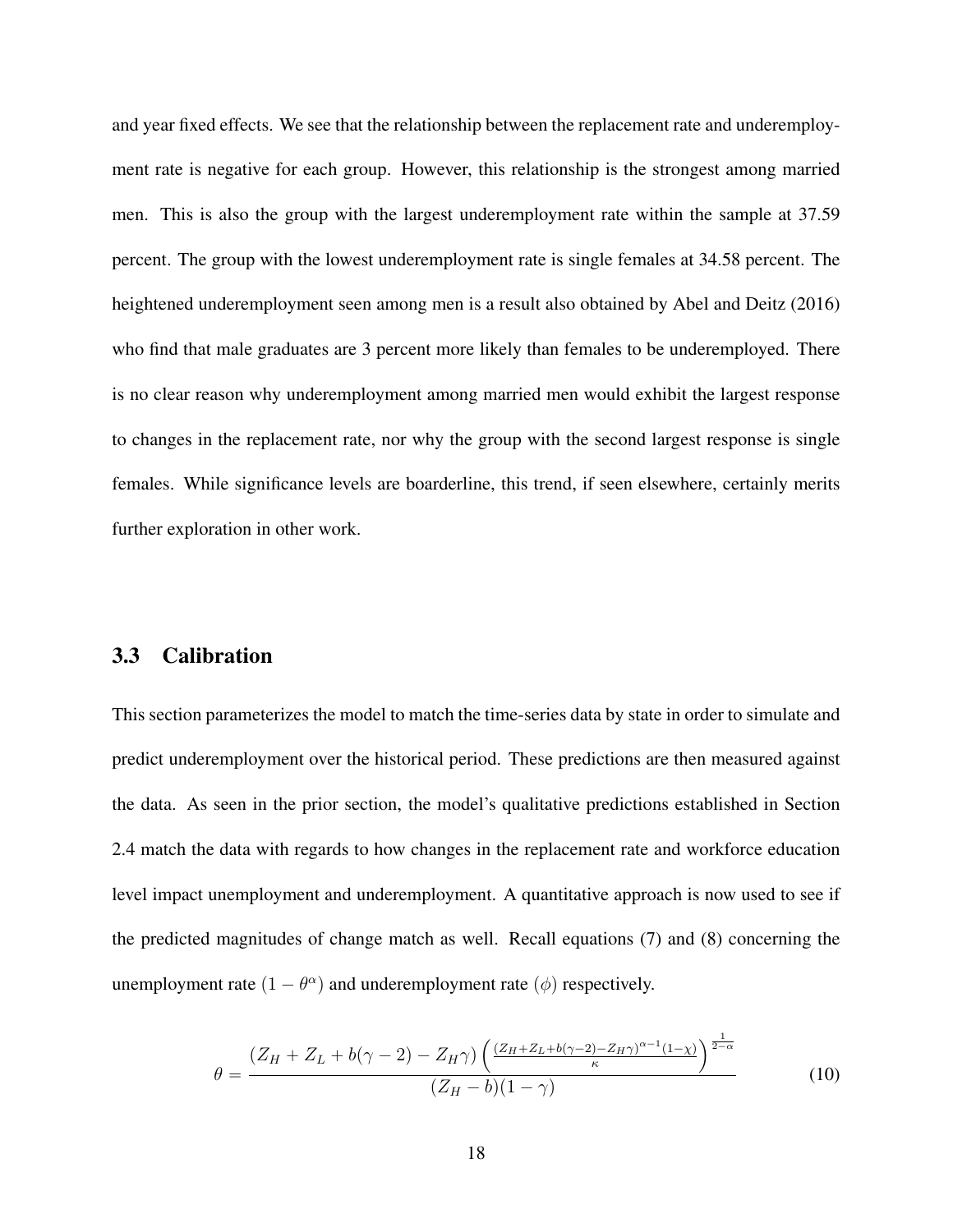and year fixed effects. We see that the relationship between the replacement rate and underemployment rate is negative for each group. However, this relationship is the strongest among married men. This is also the group with the largest underemployment rate within the sample at 37.59 percent. The group with the lowest underemployment rate is single females at 34.58 percent. The heightened underemployment seen among men is a result also obtained by Abel and Deitz (2016) who find that male graduates are 3 percent more likely than females to be underemployed. There is no clear reason why underemployment among married men would exhibit the largest response to changes in the replacement rate, nor why the group with the second largest response is single females. While significance levels are boarderline, this trend, if seen elsewhere, certainly merits further exploration in other work.

### 3.3 Calibration

This section parameterizes the model to match the time-series data by state in order to simulate and predict underemployment over the historical period. These predictions are then measured against the data. As seen in the prior section, the model's qualitative predictions established in Section 2.4 match the data with regards to how changes in the replacement rate and workforce education level impact unemployment and underemployment. A quantitative approach is now used to see if the predicted magnitudes of change match as well. Recall equations (7) and (8) concerning the unemployment rate $(1-\theta^{\alpha})$ and underemployment rate $(\phi)$ respectively.

$$\theta = \frac{(Z_H + Z_L + b(\gamma - 2) - Z_H\gamma)\left(\frac{(Z_H + Z_L + b(\gamma-2) - Z_H\gamma)^{\alpha-1}(1-\chi)}{\kappa}\right)^{\frac{1}{2-\alpha}}}{(Z_H - b)(1-\gamma)} \tag{10}$$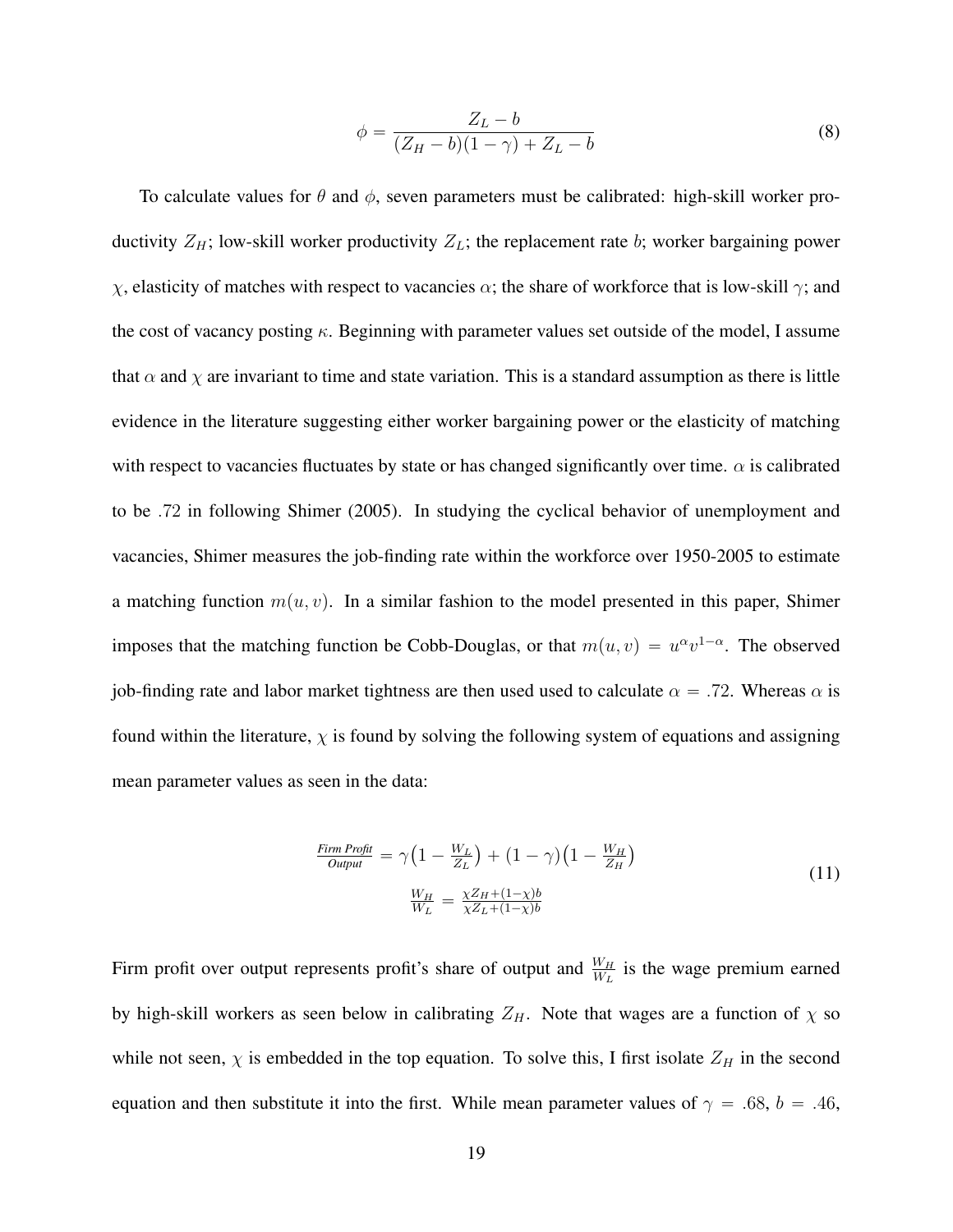$$\phi = \frac{Z_L - b}{(Z_H - b)(1-\gamma) + Z_L - b} \tag{8}$$

To calculate values for $\theta$ and $\phi$, seven parameters must be calibrated: high-skill worker productivity $Z_H$; low-skill worker productivity $Z_L$; the replacement rate $b$; worker bargaining power $\chi$, elasticity of matches with respect to vacancies $\alpha$; the share of workforce that is low-skill $\gamma$; and the cost of vacancy posting $\kappa$. Beginning with parameter values set outside of the model, I assume that $\alpha$ and $\chi$ are invariant to time and state variation. This is a standard assumption as there is little evidence in the literature suggesting either worker bargaining power or the elasticity of matching with respect to vacancies fluctuates by state or has changed significantly over time. $\alpha$ is calibrated to be .72 in following Shimer (2005). In studying the cyclical behavior of unemployment and vacancies, Shimer measures the job-finding rate within the workforce over 1950-2005 to estimate a matching function $m(u, v)$. In a similar fashion to the model presented in this paper, Shimer imposes that the matching function be Cobb-Douglas, or that $m(u, v) = u^{\alpha}v^{1-\alpha}$. The observed job-finding rate and labor market tightness are then used used to calculate $\alpha = .72$. Whereas $\alpha$ is found within the literature, $\chi$ is found by solving the following system of equations and assigning mean parameter values as seen in the data:

$$\begin{aligned} \frac{\textit{Firm Profit}}{\textit{Output}} &= \gamma\left(1 - \frac{W_L}{Z_L}\right) + (1-\gamma)\left(1 - \frac{W_H}{Z_H}\right) \\ \frac{W_H}{W_L} &= \frac{\chi Z_H + (1-\chi)b}{\chi Z_L + (1-\chi)b} \end{aligned} \tag{11}$$

Firm profit over output represents profit's share of output and $\frac{W_H}{W_L}$ is the wage premium earned by high-skill workers as seen below in calibrating $Z_H$. Note that wages are a function of $\chi$ so while not seen, $\chi$ is embedded in the top equation. To solve this, I first isolate $Z_H$ in the second equation and then substitute it into the first. While mean parameter values of $\gamma = .68$, $b = .46$,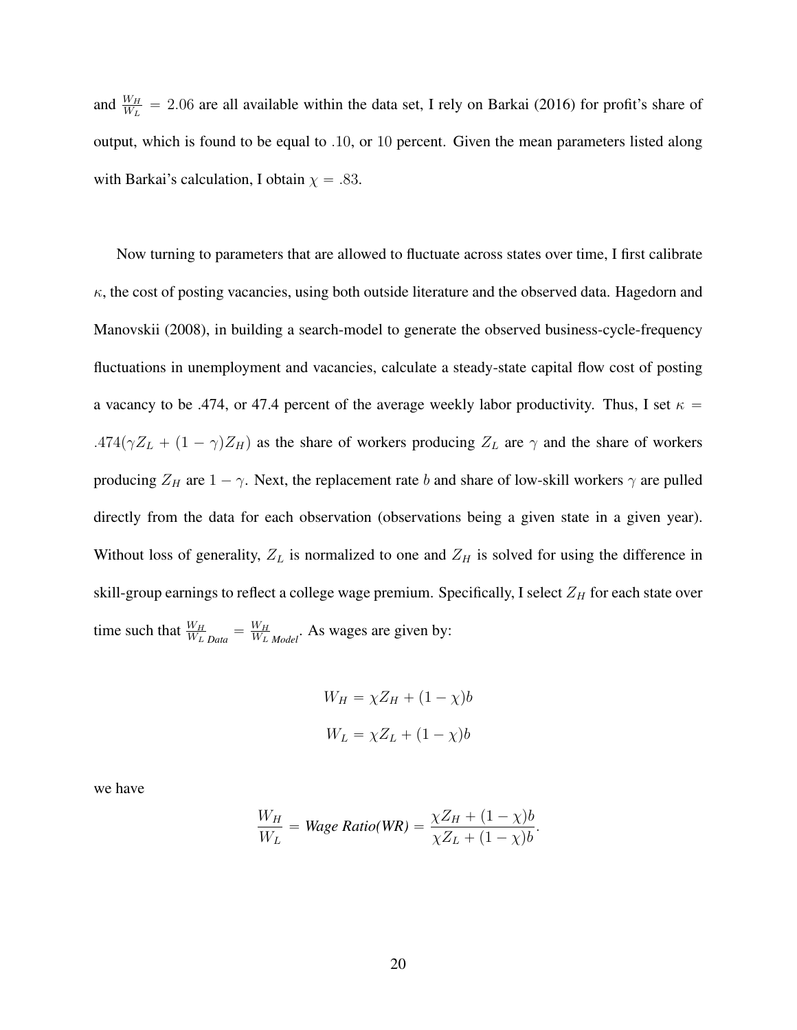and $\frac{W_H}{W_L} = 2.06$ are all available within the data set, I rely on Barkai (2016) for profit's share of output, which is found to be equal to $.10$, or $10$ percent. Given the mean parameters listed along with Barkai's calculation, I obtain $\chi = .83$.

Now turning to parameters that are allowed to fluctuate across states over time, I first calibrate $\kappa$, the cost of posting vacancies, using both outside literature and the observed data. Hagedorn and Manovskii (2008), in building a search-model to generate the observed business-cycle-frequency fluctuations in unemployment and vacancies, calculate a steady-state capital flow cost of posting a vacancy to be .474, or 47.4 percent of the average weekly labor productivity. Thus, I set $\kappa = .474(\gamma Z_L + (1-\gamma)Z_H)$ as the share of workers producing $Z_L$ are $\gamma$ and the share of workers producing $Z_H$ are $1-\gamma$. Next, the replacement rate $b$ and share of low-skill workers $\gamma$ are pulled directly from the data for each observation (observations being a given state in a given year). Without loss of generality, $Z_L$ is normalized to one and $Z_H$ is solved for using the difference in skill-group earnings to reflect a college wage premium. Specifically, I select $Z_H$ for each state over time such that $\frac{W_H}{W_L}_{Data} = \frac{W_H}{W_L}_{Model}$. As wages are given by:

$$W_H = \chi Z_H + (1-\chi)b$$

$$W_L = \chi Z_L + (1-\chi)b$$

we have

$$\frac{W_H}{W_L} = \textit{Wage Ratio(WR)} = \frac{\chi Z_H + (1-\chi)b}{\chi Z_L + (1-\chi)b}.$$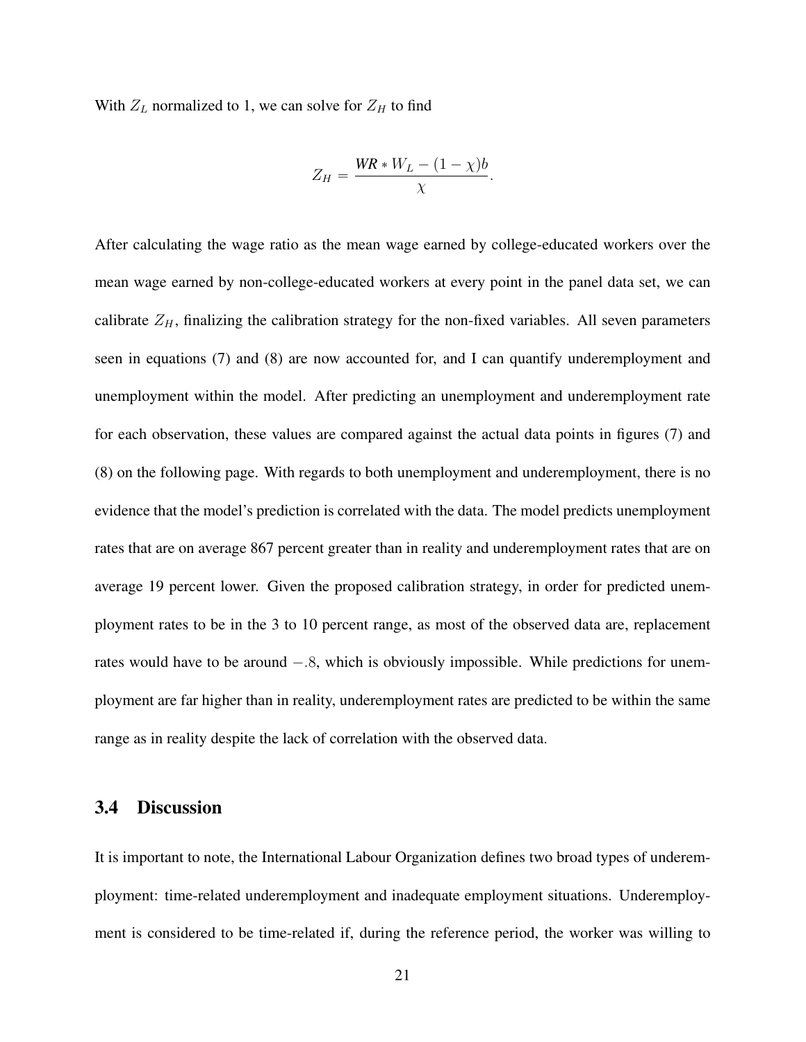With $Z_L$ normalized to 1, we can solve for $Z_H$ to find

$$Z_H = \frac{\textit{\textbf{WR}} * W_L - (1-\chi)b}{\chi}.$$

After calculating the wage ratio as the mean wage earned by college-educated workers over the mean wage earned by non-college-educated workers at every point in the panel data set, we can calibrate $Z_H$, finalizing the calibration strategy for the non-fixed variables. All seven parameters seen in equations (7) and (8) are now accounted for, and I can quantify underemployment and unemployment within the model. After predicting an unemployment and underemployment rate for each observation, these values are compared against the actual data points in figures (7) and (8) on the following page. With regards to both unemployment and underemployment, there is no evidence that the model's prediction is correlated with the data. The model predicts unemployment rates that are on average 867 percent greater than in reality and underemployment rates that are on average 19 percent lower. Given the proposed calibration strategy, in order for predicted unemployment rates to be in the 3 to 10 percent range, as most of the observed data are, replacement rates would have to be around $-.8$, which is obviously impossible. While predictions for unemployment are far higher than in reality, underemployment rates are predicted to be within the same range as in reality despite the lack of correlation with the observed data.

### 3.4 Discussion

It is important to note, the International Labour Organization defines two broad types of underemployment: time-related underemployment and inadequate employment situations. Underemployment is considered to be time-related if, during the reference period, the worker was willing to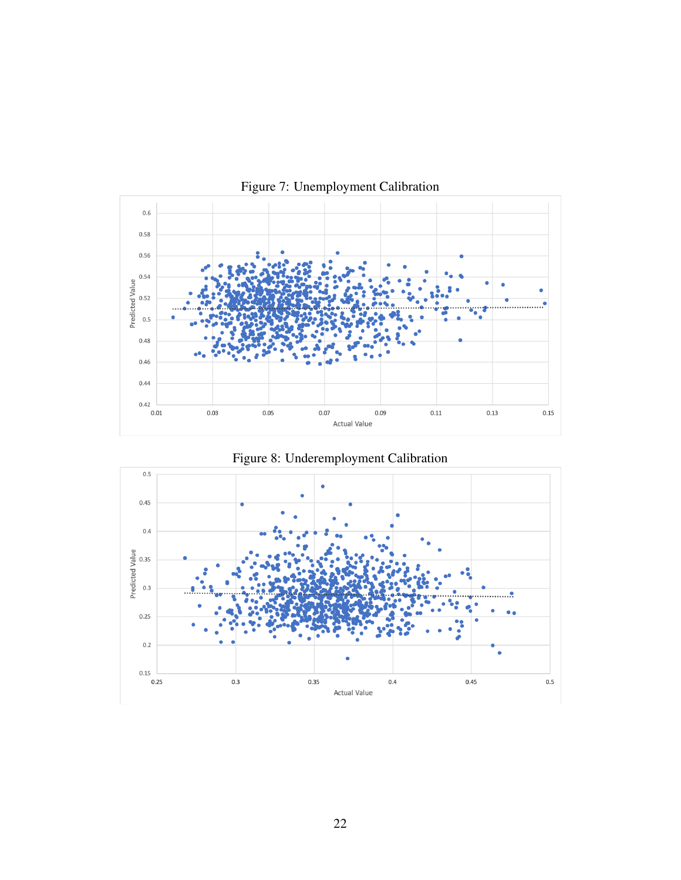Figure 7: Unemployment Calibration

Figure 8: Underemployment Calibration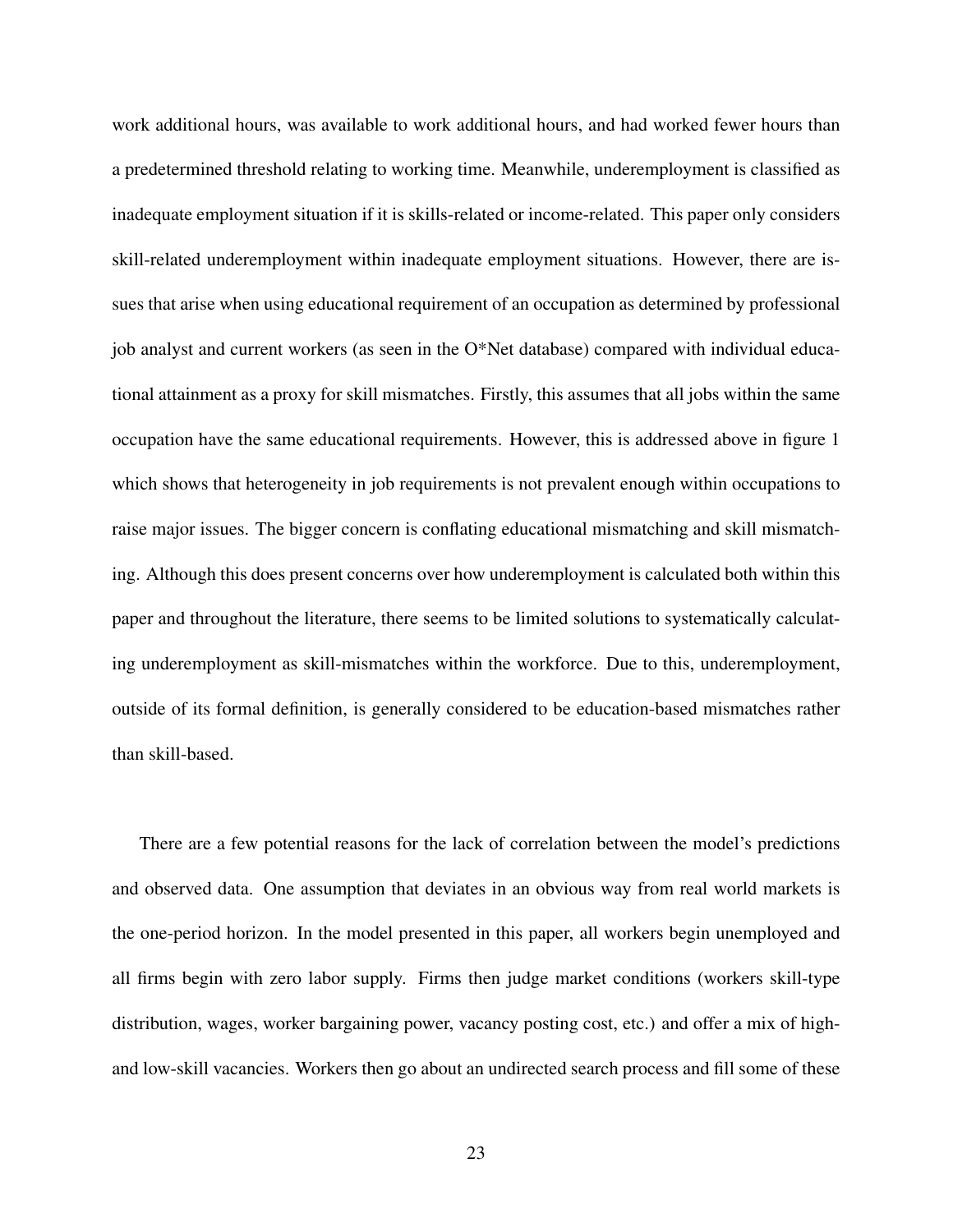work additional hours, was available to work additional hours, and had worked fewer hours than a predetermined threshold relating to working time. Meanwhile, underemployment is classified as inadequate employment situation if it is skills-related or income-related. This paper only considers skill-related underemployment within inadequate employment situations. However, there are issues that arise when using educational requirement of an occupation as determined by professional job analyst and current workers (as seen in the O*Net database) compared with individual educational attainment as a proxy for skill mismatches. Firstly, this assumes that all jobs within the same occupation have the same educational requirements. However, this is addressed above in figure 1 which shows that heterogeneity in job requirements is not prevalent enough within occupations to raise major issues. The bigger concern is conflating educational mismatching and skill mismatching. Although this does present concerns over how underemployment is calculated both within this paper and throughout the literature, there seems to be limited solutions to systematically calculating underemployment as skill-mismatches within the workforce. Due to this, underemployment, outside of its formal definition, is generally considered to be education-based mismatches rather than skill-based.

There are a few potential reasons for the lack of correlation between the model's predictions and observed data. One assumption that deviates in an obvious way from real world markets is the one-period horizon. In the model presented in this paper, all workers begin unemployed and all firms begin with zero labor supply. Firms then judge market conditions (workers skill-type distribution, wages, worker bargaining power, vacancy posting cost, etc.) and offer a mix of high- and low-skill vacancies. Workers then go about an undirected search process and fill some of these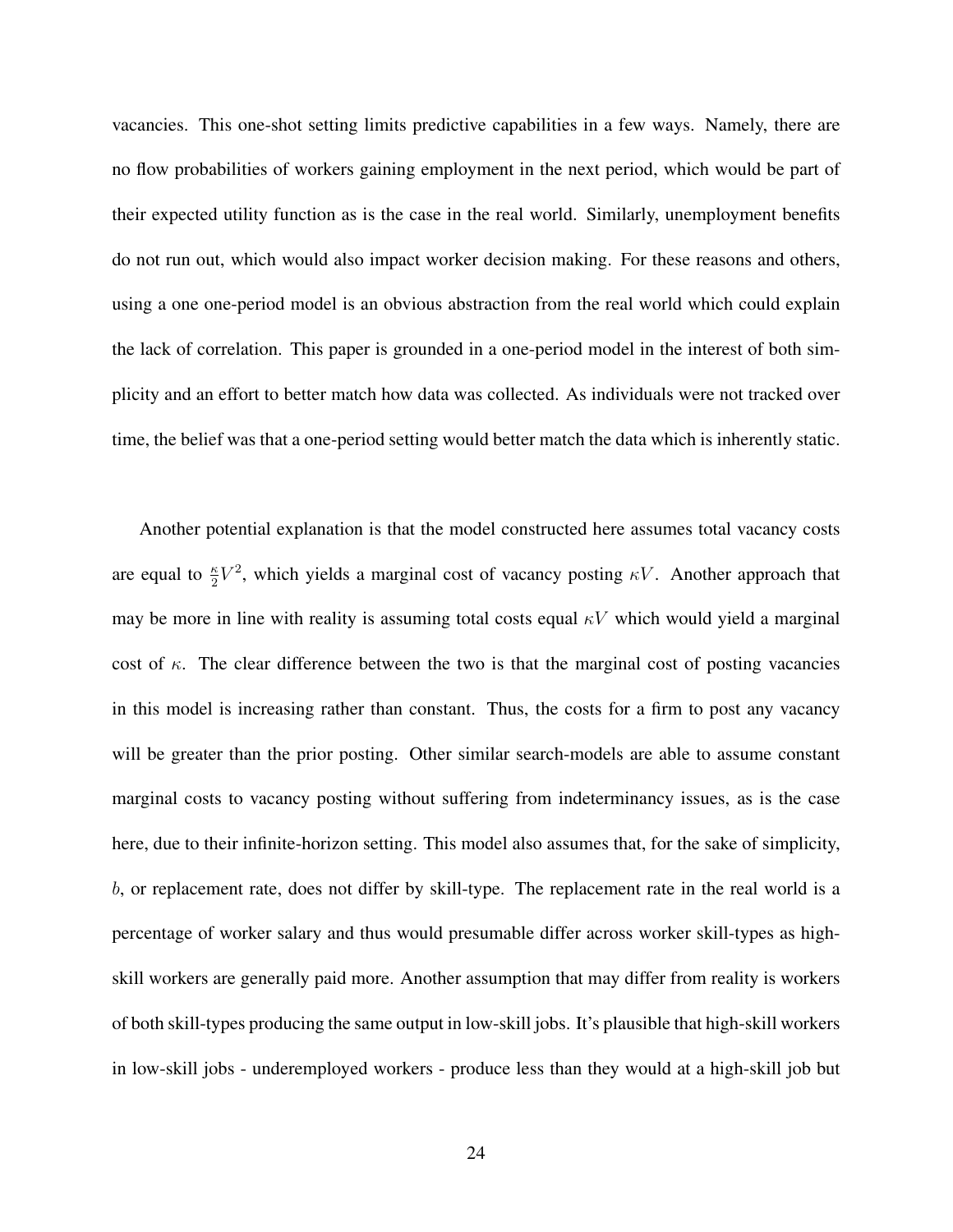vacancies. This one-shot setting limits predictive capabilities in a few ways. Namely, there are no flow probabilities of workers gaining employment in the next period, which would be part of their expected utility function as is the case in the real world. Similarly, unemployment benefits do not run out, which would also impact worker decision making. For these reasons and others, using a one one-period model is an obvious abstraction from the real world which could explain the lack of correlation. This paper is grounded in a one-period model in the interest of both simplicity and an effort to better match how data was collected. As individuals were not tracked over time, the belief was that a one-period setting would better match the data which is inherently static.

Another potential explanation is that the model constructed here assumes total vacancy costs are equal to $\frac{\kappa}{2}V^2$, which yields a marginal cost of vacancy posting $\kappa V$. Another approach that may be more in line with reality is assuming total costs equal $\kappa V$ which would yield a marginal cost of $\kappa$. The clear difference between the two is that the marginal cost of posting vacancies in this model is increasing rather than constant. Thus, the costs for a firm to post any vacancy will be greater than the prior posting. Other similar search-models are able to assume constant marginal costs to vacancy posting without suffering from indeterminancy issues, as is the case here, due to their infinite-horizon setting. This model also assumes that, for the sake of simplicity, $b$, or replacement rate, does not differ by skill-type. The replacement rate in the real world is a percentage of worker salary and thus would presumable differ across worker skill-types as high-skill workers are generally paid more. Another assumption that may differ from reality is workers of both skill-types producing the same output in low-skill jobs. It's plausible that high-skill workers in low-skill jobs - underemployed workers - produce less than they would at a high-skill job but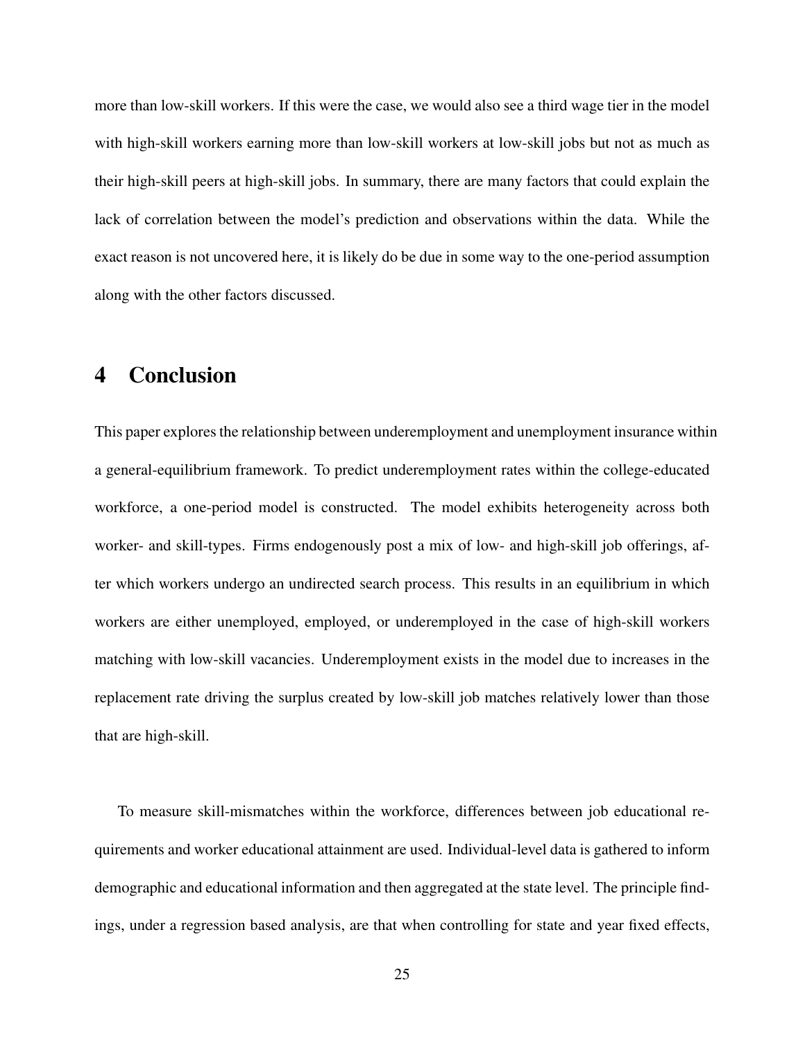more than low-skill workers. If this were the case, we would also see a third wage tier in the model with high-skill workers earning more than low-skill workers at low-skill jobs but not as much as their high-skill peers at high-skill jobs. In summary, there are many factors that could explain the lack of correlation between the model's prediction and observations within the data. While the exact reason is not uncovered here, it is likely do be due in some way to the one-period assumption along with the other factors discussed.

# 4 Conclusion

This paper explores the relationship between underemployment and unemployment insurance within a general-equilibrium framework. To predict underemployment rates within the college-educated workforce, a one-period model is constructed. The model exhibits heterogeneity across both worker- and skill-types. Firms endogenously post a mix of low- and high-skill job offerings, after which workers undergo an undirected search process. This results in an equilibrium in which workers are either unemployed, employed, or underemployed in the case of high-skill workers matching with low-skill vacancies. Underemployment exists in the model due to increases in the replacement rate driving the surplus created by low-skill job matches relatively lower than those that are high-skill.

To measure skill-mismatches within the workforce, differences between job educational requirements and worker educational attainment are used. Individual-level data is gathered to inform demographic and educational information and then aggregated at the state level. The principle findings, under a regression based analysis, are that when controlling for state and year fixed effects,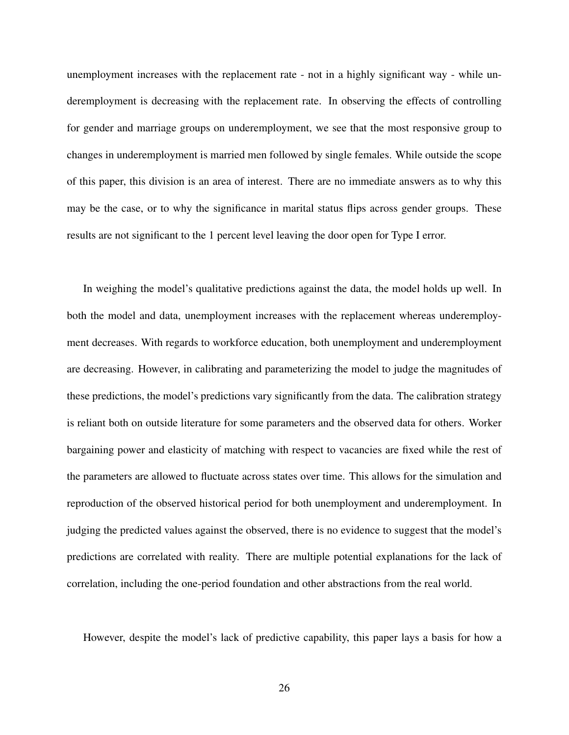unemployment increases with the replacement rate - not in a highly significant way - while underemployment is decreasing with the replacement rate. In observing the effects of controlling for gender and marriage groups on underemployment, we see that the most responsive group to changes in underemployment is married men followed by single females. While outside the scope of this paper, this division is an area of interest. There are no immediate answers as to why this may be the case, or to why the significance in marital status flips across gender groups. These results are not significant to the 1 percent level leaving the door open for Type I error.

In weighing the model's qualitative predictions against the data, the model holds up well. In both the model and data, unemployment increases with the replacement whereas underemployment decreases. With regards to workforce education, both unemployment and underemployment are decreasing. However, in calibrating and parameterizing the model to judge the magnitudes of these predictions, the model's predictions vary significantly from the data. The calibration strategy is reliant both on outside literature for some parameters and the observed data for others. Worker bargaining power and elasticity of matching with respect to vacancies are fixed while the rest of the parameters are allowed to fluctuate across states over time. This allows for the simulation and reproduction of the observed historical period for both unemployment and underemployment. In judging the predicted values against the observed, there is no evidence to suggest that the model's predictions are correlated with reality. There are multiple potential explanations for the lack of correlation, including the one-period foundation and other abstractions from the real world.

However, despite the model's lack of predictive capability, this paper lays a basis for how a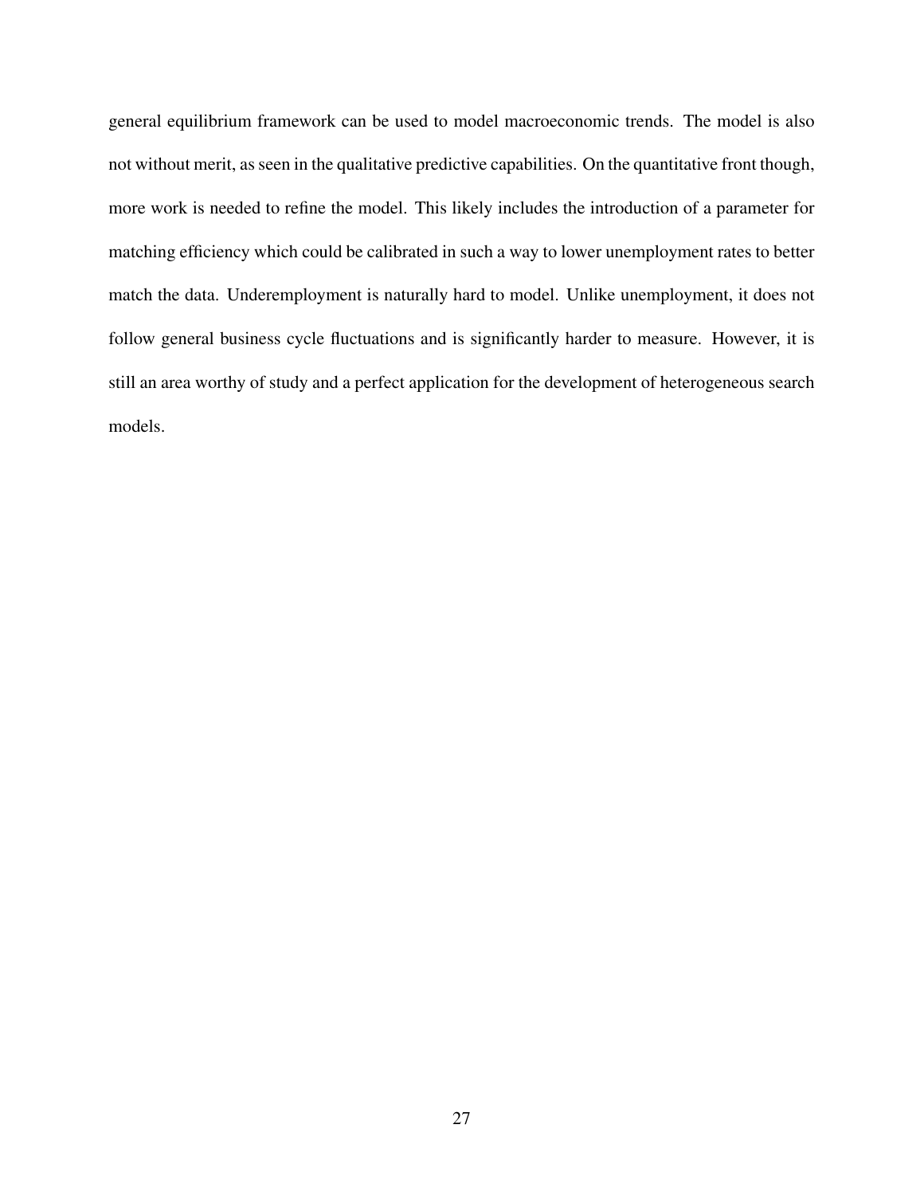general equilibrium framework can be used to model macroeconomic trends. The model is also not without merit, as seen in the qualitative predictive capabilities. On the quantitative front though, more work is needed to refine the model. This likely includes the introduction of a parameter for matching efficiency which could be calibrated in such a way to lower unemployment rates to better match the data. Underemployment is naturally hard to model. Unlike unemployment, it does not follow general business cycle fluctuations and is significantly harder to measure. However, it is still an area worthy of study and a perfect application for the development of heterogeneous search models.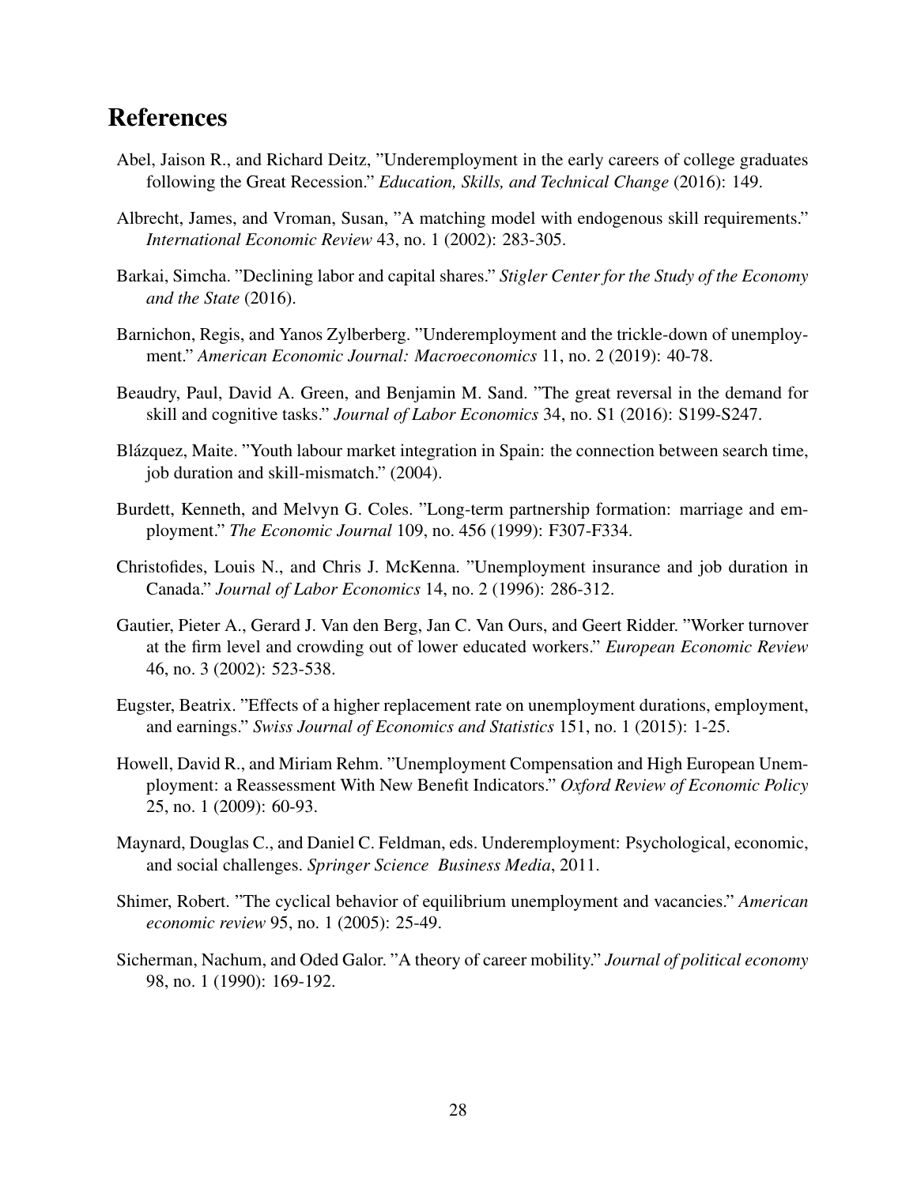# References

Abel, Jaison R., and Richard Deitz, "Underemployment in the early careers of college graduates following the Great Recession." *Education, Skills, and Technical Change* (2016): 149.

Albrecht, James, and Vroman, Susan, "A matching model with endogenous skill requirements." *International Economic Review* 43, no. 1 (2002): 283-305.

Barkai, Simcha. "Declining labor and capital shares." *Stigler Center for the Study of the Economy and the State* (2016).

Barnichon, Regis, and Yanos Zylberberg. "Underemployment and the trickle-down of unemployment." *American Economic Journal: Macroeconomics* 11, no. 2 (2019): 40-78.

Beaudry, Paul, David A. Green, and Benjamin M. Sand. "The great reversal in the demand for skill and cognitive tasks." *Journal of Labor Economics* 34, no. S1 (2016): S199-S247.

Blázquez, Maite. "Youth labour market integration in Spain: the connection between search time, job duration and skill-mismatch." (2004).

Burdett, Kenneth, and Melvyn G. Coles. "Long-term partnership formation: marriage and employment." *The Economic Journal* 109, no. 456 (1999): F307-F334.

Christofides, Louis N., and Chris J. McKenna. "Unemployment insurance and job duration in Canada." *Journal of Labor Economics* 14, no. 2 (1996): 286-312.

Gautier, Pieter A., Gerard J. Van den Berg, Jan C. Van Ours, and Geert Ridder. "Worker turnover at the firm level and crowding out of lower educated workers." *European Economic Review* 46, no. 3 (2002): 523-538.

Eugster, Beatrix. "Effects of a higher replacement rate on unemployment durations, employment, and earnings." *Swiss Journal of Economics and Statistics* 151, no. 1 (2015): 1-25.

Howell, David R., and Miriam Rehm. "Unemployment Compensation and High European Unemployment: a Reassessment With New Benefit Indicators." *Oxford Review of Economic Policy* 25, no. 1 (2009): 60-93.

Maynard, Douglas C., and Daniel C. Feldman, eds. Underemployment: Psychological, economic, and social challenges. *Springer Science Business Media*, 2011.

Shimer, Robert. "The cyclical behavior of equilibrium unemployment and vacancies." *American economic review* 95, no. 1 (2005): 25-49.

Sicherman, Nachum, and Oded Galor. "A theory of career mobility." *Journal of political economy* 98, no. 1 (1990): 169-192.